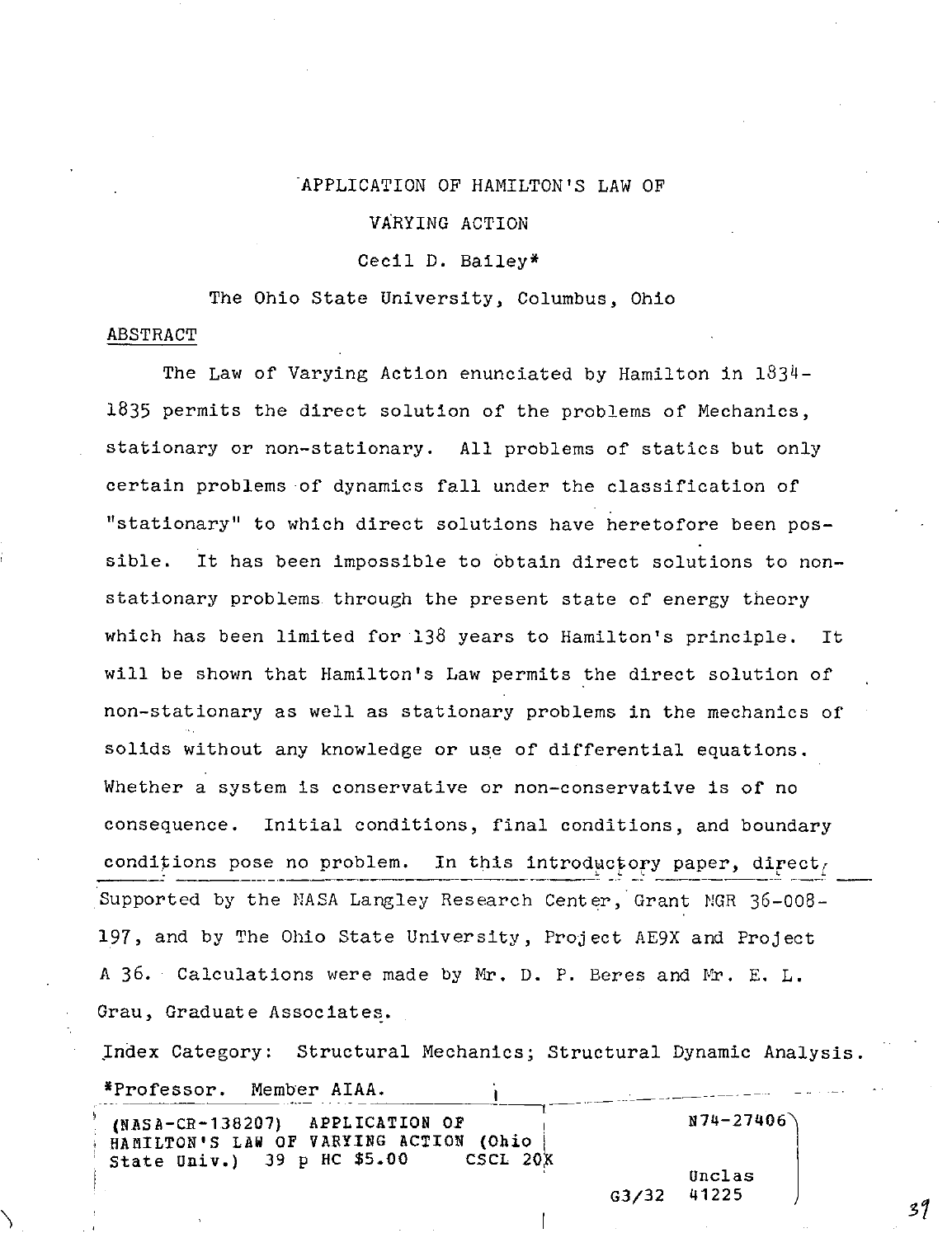# APPLICATION OF HAMILTON'S LAW OF VARYING ACTION

Cecil D. Bailey*

The Ohio State University, Columbus, Ohio

## ABSTRACT

The Law of Varying Action enunciated by Hamilton in 1834-1835 permits the direct solution of the problems of Mechanics, stationary or non-stationary. All problems of statics but only certain problems of dynamics fall under the classification of "stationary" to which direct solutions have heretofore been possible. It has been impossible to obtain direct solutions to non-stationary problems through the present state of energy theory which has been limited for 138 years to Hamilton's principle. It will be shown that Hamilton's Law permits the direct solution of non-stationary as well as stationary problems in the mechanics of solids without any knowledge or use of differential equations. Whether a system is conservative or non-conservative is of no consequence. Initial conditions, final conditions, and boundary conditions pose no problem. In this introductory paper, direct,

---

Supported by the NASA Langley Research Center, Grant NGR 36-008-197, and by The Ohio State University, Project AE9X and Project A 36. Calculations were made by Mr. D. P. Beres and Mr. E. L. Grau, Graduate Associates.

Index Category: Structural Mechanics; Structural Dynamic Analysis.

*Professor. Member AIAA.

(NASA-CR-138207) APPLICATION OF HAMILTON'S LAW OF VARYING ACTION (Ohio State Univ.) 39 p HC $5.00 CSCL 20K

N74-27406

Unclas

G3/32 41225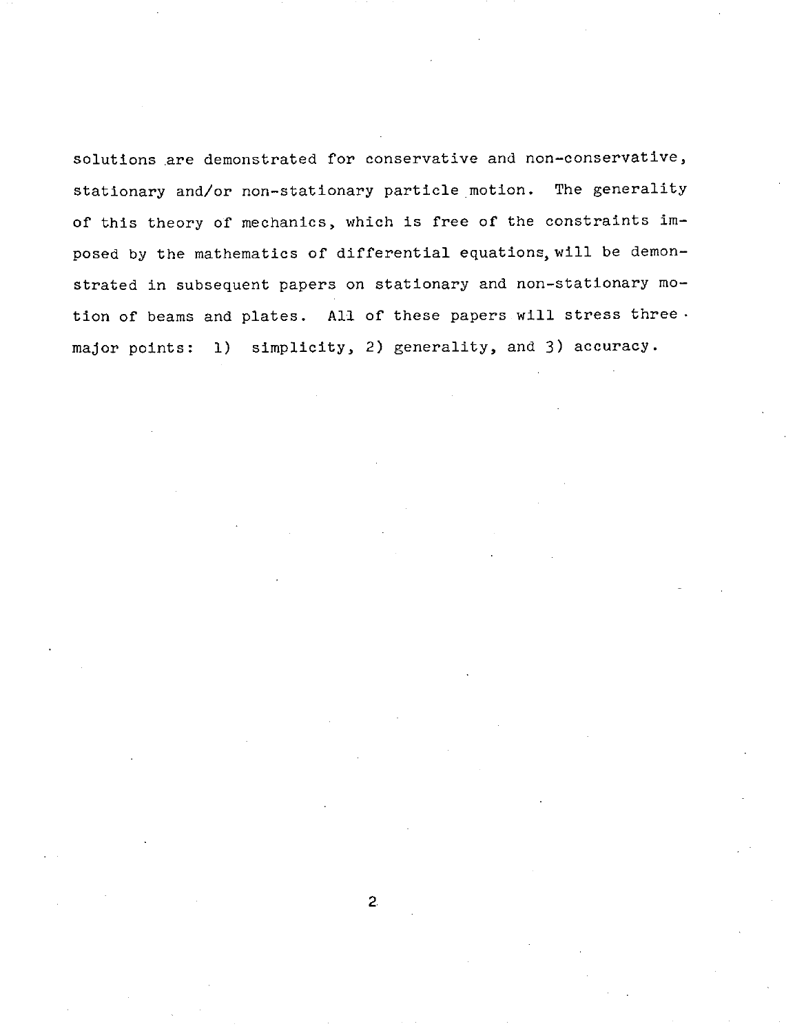solutions are demonstrated for conservative and non-conservative, stationary and/or non-stationary particle motion. The generality of this theory of mechanics, which is free of the constraints imposed by the mathematics of differential equations, will be demonstrated in subsequent papers on stationary and non-stationary motion of beams and plates. All of these papers will stress three major points: 1) simplicity, 2) generality, and 3) accuracy.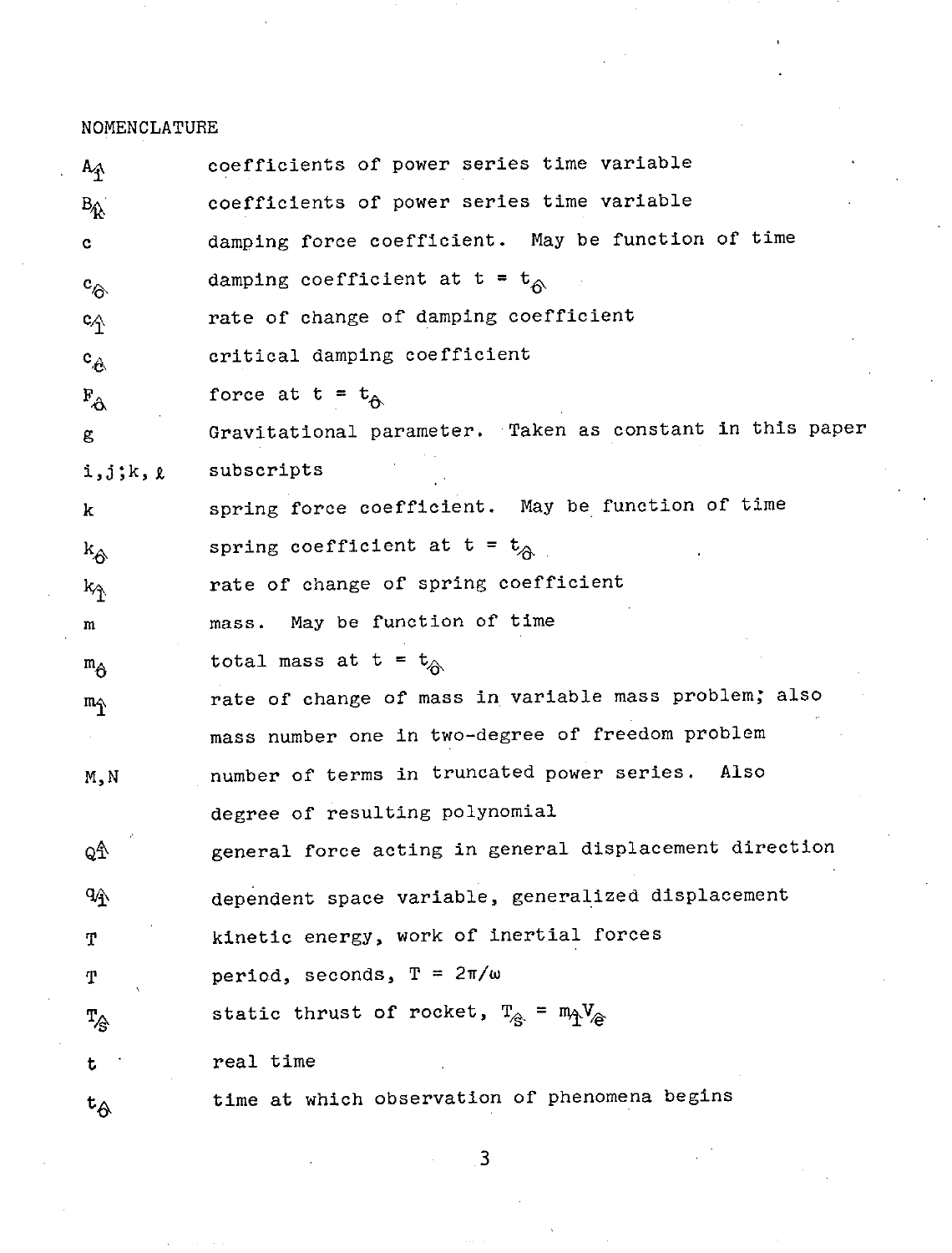NOMENCLATURE

| | |
|---|---|
| $A_i$ | coefficients of power series time variable |
| $B_k$ | coefficients of power series time variable |
| c | damping force coefficient. May be function of time |
| $c_o$ | damping coefficient at $t = t_o$ |
| $c_1$ | rate of change of damping coefficient |
| $c_c$ | critical damping coefficient |
| $F_o$ | force at $t = t_o$ |
| g | Gravitational parameter. Taken as constant in this paper |
| $i,j;k,\ell$ | subscripts |
| k | spring force coefficient. May be function of time |
| $k_o$ | spring coefficient at $t = t_o$ |
| $k_1$ | rate of change of spring coefficient |
| m | mass. May be function of time |
| $m_o$ | total mass at $t = t_o$ |
| $m_1$ | rate of change of mass in variable mass problem; also mass number one in two-degree of freedom problem |
| M,N | number of terms in truncated power series. Also degree of resulting polynomial |
| $Q_i$ | general force acting in general displacement direction |
| $q_i$ | dependent space variable, generalized displacement |
| T | kinetic energy, work of inertial forces |
| T | period, seconds, $T = 2\pi/\omega$ |
| $T_s$ | static thrust of rocket, $T_s = m_1 V_e$ |
| t | real time |
| $t_o$ | time at which observation of phenomena begins |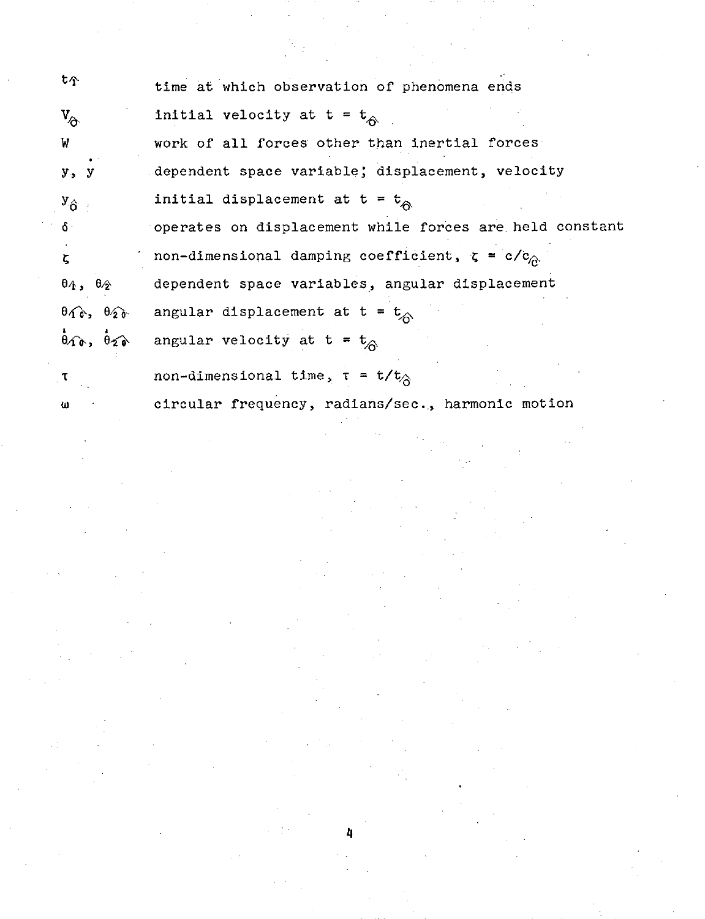| | |
|---|---|
| $t_1$ | time at which observation of phenomena ends |
| $V_0$ | initial velocity at $t = t_0$ |
| $W$ | work of all forces other than inertial forces |
| $y$, $\dot{y}$ | dependent space variable; displacement, velocity |
| $y_0$ | initial displacement at $t = t_0$ |
| $\delta$ | operates on displacement while forces are held constant |
| $\zeta$ | non-dimensional damping coefficient, $\zeta = c/c_c$ |
| $\theta_1$, $\theta_2$ | dependent space variables, angular displacement |
| $\theta_{10}$, $\theta_{20}$ | angular displacement at $t = t_0$ |
| $\dot{\theta}_{10}$, $\dot{\theta}_{20}$ | angular velocity at $t = t_0$ |
| $\tau$ | non-dimensional time, $\tau = t/t_0$ |
| $\omega$ | circular frequency, radians/sec., harmonic motion |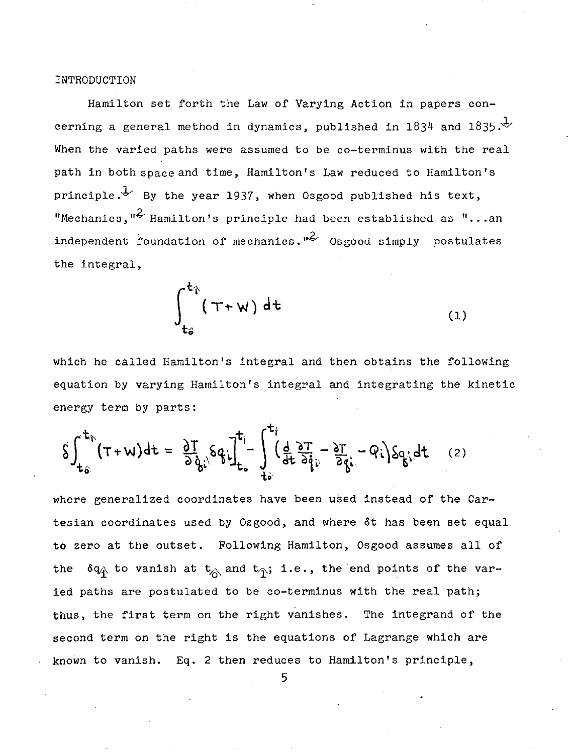INTRODUCTION

Hamilton set forth the Law of Varying Action in papers concerning a general method in dynamics, published in 1834 and 1835.[1] When the varied paths were assumed to be co-terminus with the real path in both space and time, Hamilton's Law reduced to Hamilton's principle.[1] By the year 1937, when Osgood published his text, "Mechanics,"[2] Hamilton's principle had been established as "...an independent foundation of mechanics."[2] Osgood simply postulates the integral,

$$\int_{t_0}^{t_1} (T + W)\, dt \tag{1}$$

which he called Hamilton's integral and then obtains the following equation by varying Hamilton's integral and integrating the kinetic energy term by parts:

$$\delta \int_{t_0}^{t_1} (T+W)dt = \frac{\partial T}{\partial \dot{q}_i}\delta q_i \Big]_{t_0}^{t_1} - \int_{t_0}^{t_1} \left( \frac{d}{dt}\frac{\partial T}{\partial \dot{q}_i} - \frac{\partial T}{\partial q_i} - Q_i \right) \delta q_i\, dt \tag{2}$$

where generalized coordinates have been used instead of the Cartesian coordinates used by Osgood, and where $\delta t$ has been set equal to zero at the outset. Following Hamilton, Osgood assumes all of the $\delta q_i$ to vanish at $t_0$ and $t_1$; i.e., the end points of the varied paths are postulated to be co-terminus with the real path; thus, the first term on the right vanishes. The integrand of the second term on the right is the equations of Lagrange which are known to vanish. Eq. 2 then reduces to Hamilton's principle,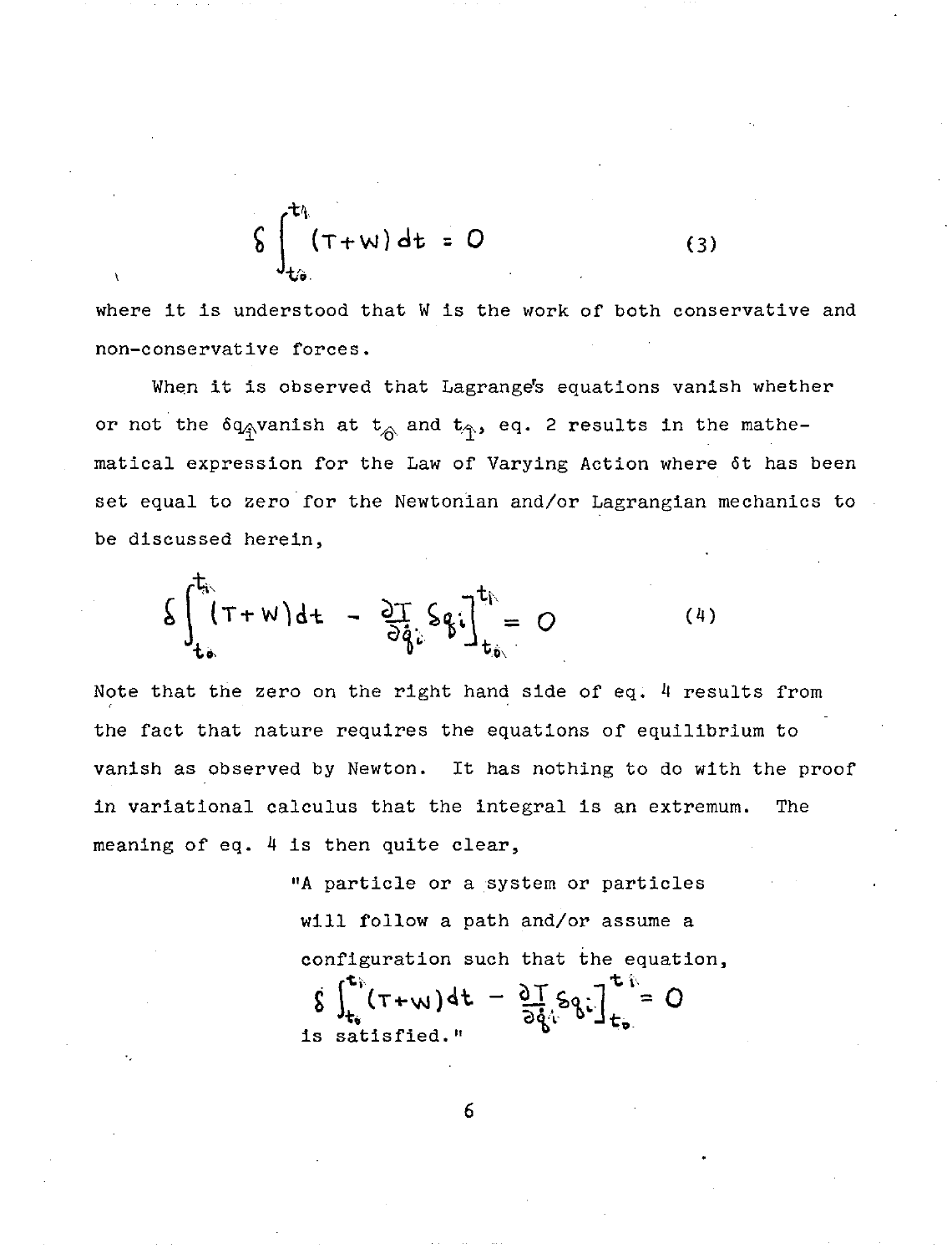$$\delta \int_{t_0}^{t_1} (T+W)\,dt = 0 \tag{3}$$

where it is understood that W is the work of both conservative and non-conservative forces.

When it is observed that Lagrange's equations vanish whether or not the $\delta q_i$ vanish at $t_0$ and $t_1$, eq. 2 results in the mathematical expression for the Law of Varying Action where $\delta t$ has been set equal to zero for the Newtonian and/or Lagrangian mechanics to be discussed herein,

$$\delta \int_{t_0}^{t_1} (T+W)\,dt - \frac{\partial T}{\partial \dot{q}_i} \delta q_i \Big]_{t_0}^{t_1} = 0 \tag{4}$$

Note that the zero on the right hand side of eq. 4 results from the fact that nature requires the equations of equilibrium to vanish as observed by Newton. It has nothing to do with the proof in variational calculus that the integral is an extremum. The meaning of eq. 4 is then quite clear,

> "A particle or a system or particles will follow a path and/or assume a configuration such that the equation,
> $$\delta \int_{t_0}^{t_1} (T+W)\,dt - \frac{\partial T}{\partial \dot{q}_i} \delta q_i \Big]_{t_0}^{t_1} = 0$$
> is satisfied."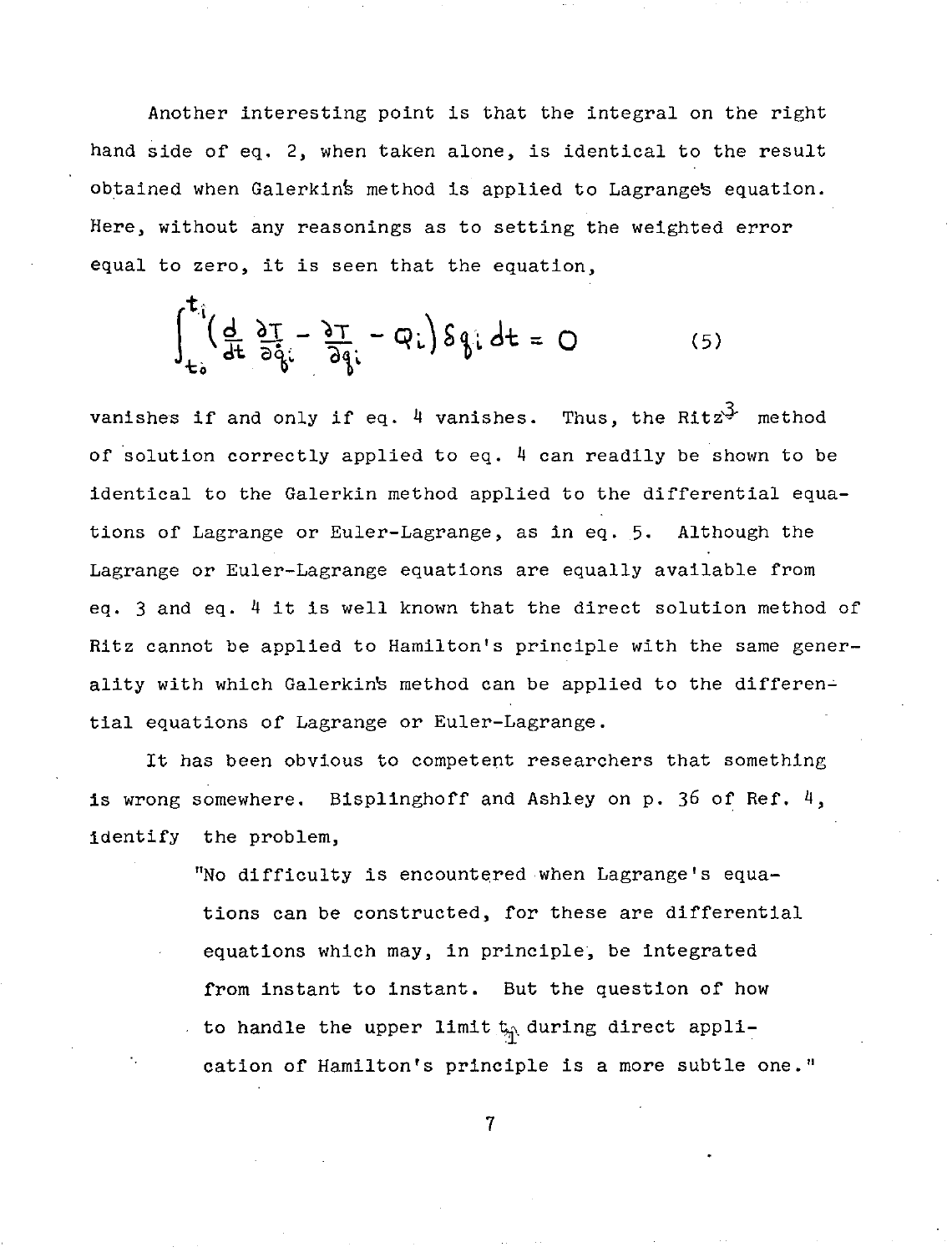Another interesting point is that the integral on the right hand side of eq. 2, when taken alone, is identical to the result obtained when Galerkin's method is applied to Lagrange's equation. Here, without any reasonings as to setting the weighted error equal to zero, it is seen that the equation,

$$\int_{t_0}^{t_1} \left( \frac{d}{dt} \frac{\partial T}{\partial \dot{q}_i} - \frac{\partial T}{\partial q_i} - Q_i \right) \delta q_i \, dt = 0 \qquad (5)$$

vanishes if and only if eq. 4 vanishes. Thus, the Ritz[3] method of solution correctly applied to eq. 4 can readily be shown to be identical to the Galerkin method applied to the differential equations of Lagrange or Euler-Lagrange, as in eq. 5. Although the Lagrange or Euler-Lagrange equations are equally available from eq. 3 and eq. 4 it is well known that the direct solution method of Ritz cannot be applied to Hamilton's principle with the same generality with which Galerkin's method can be applied to the differential equations of Lagrange or Euler-Lagrange.

It has been obvious to competent researchers that something is wrong somewhere. Bisplinghoff and Ashley on p. 36 of Ref. 4, identify the problem,

> "No difficulty is encountered when Lagrange's equations can be constructed, for these are differential equations which may, in principle, be integrated from instant to instant. But the question of how to handle the upper limit $t_1$ during direct application of Hamilton's principle is a more subtle one."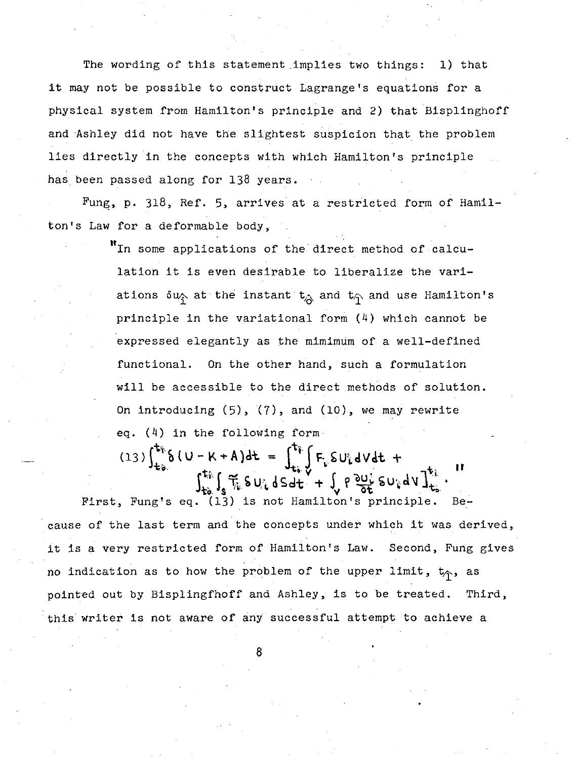The wording of this statement implies two things: 1) that it may not be possible to construct Lagrange's equations for a physical system from Hamilton's principle and 2) that Bisplinghoff and Ashley did not have the slightest suspicion that the problem lies directly in the concepts with which Hamilton's principle has been passed along for 138 years.

Fung, p. 318, Ref. 5, arrives at a restricted form of Hamilton's Law for a deformable body,

> "In some applications of the direct method of calculation it is even desirable to liberalize the variations $\delta u_{\hat{1}}$ at the instant $t_{\hat{o}}$ and $t_{\hat{1}}$ and use Hamilton's principle in the variational form (4) which cannot be expressed elegantly as the mimimum of a well-defined functional. On the other hand, such a formulation will be accessible to the direct methods of solution. On introducing (5), (7), and (10), we may rewrite eq. (4) in the following form
>
> $$(13)\int_{t_{\hat{o}}}^{t_{\hat{1}}}\delta(U-K+A)dt = \int_{t_{\hat{o}}}^{t_{\hat{1}}}\int_V F_i\,\delta U_i\,dV\,dt + \int_{t_{\hat{o}}}^{t_{\hat{1}}}\int_S \tilde{T}_i\,\delta U_i\,dS\,dt + \int_V \rho\frac{\partial U_i}{\partial t}\delta U_i\,dV\Big]_{t_{\hat{o}}}^{t_{\hat{1}}}\,.\text{"}$$

First, Fung's eq. (13) is not Hamilton's principle. Because of the last term and the concepts under which it was derived, it is a very restricted form of Hamilton's Law. Second, Fung gives no indication as to how the problem of the upper limit, $t_{\hat{1}}$, as pointed out by Bisplingfhoff and Ashley, is to be treated. Third, this writer is not aware of any successful attempt to achieve a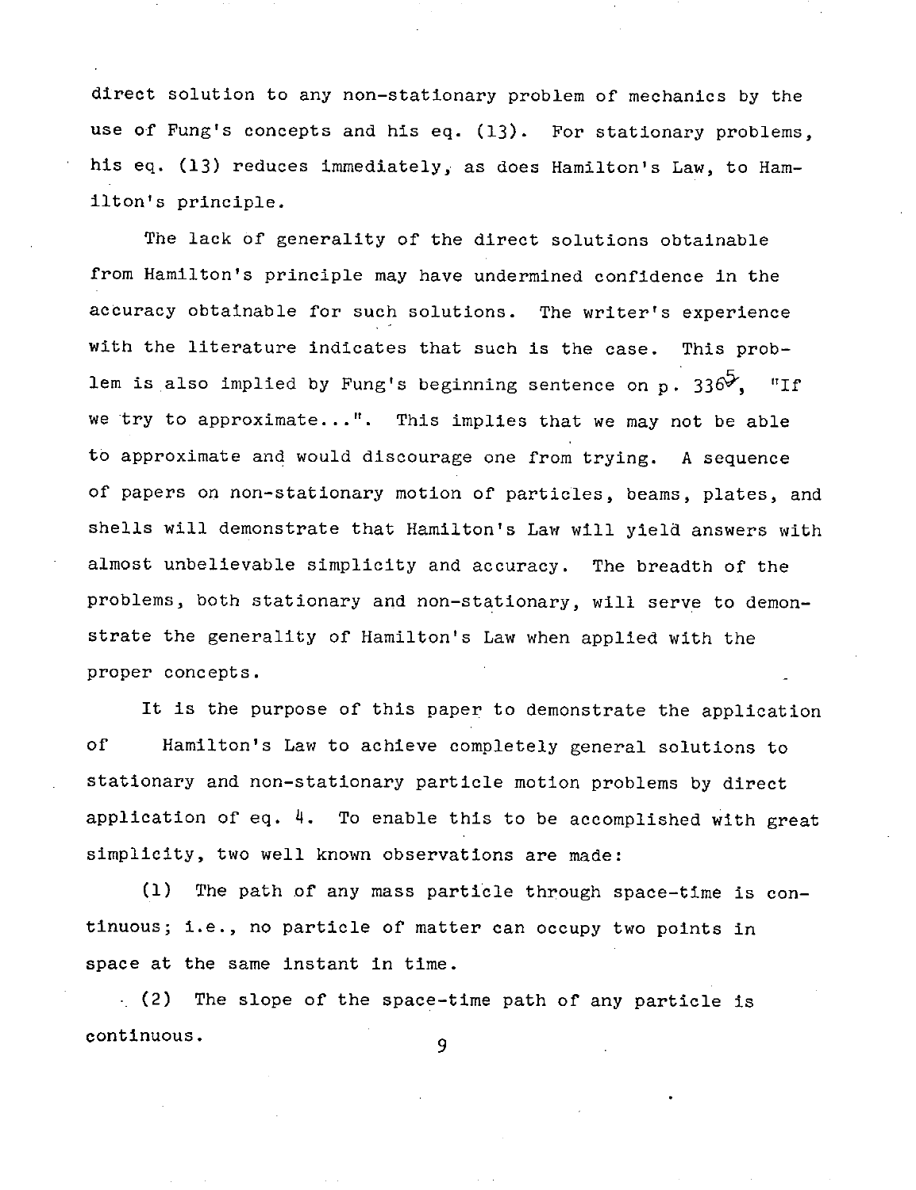direct solution to any non-stationary problem of mechanics by the use of Fung's concepts and his eq. (13). For stationary problems, his eq. (13) reduces immediately, as does Hamilton's Law, to Hamilton's principle.

The lack of generality of the direct solutions obtainable from Hamilton's principle may have undermined confidence in the accuracy obtainable for such solutions. The writer's experience with the literature indicates that such is the case. This problem is also implied by Fung's beginning sentence on p. 336[5], "If we try to approximate...". This implies that we may not be able to approximate and would discourage one from trying. A sequence of papers on non-stationary motion of particles, beams, plates, and shells will demonstrate that Hamilton's Law will yield answers with almost unbelievable simplicity and accuracy. The breadth of the problems, both stationary and non-stationary, will serve to demonstrate the generality of Hamilton's Law when applied with the proper concepts.

It is the purpose of this paper to demonstrate the application of Hamilton's Law to achieve completely general solutions to stationary and non-stationary particle motion problems by direct application of eq. 4. To enable this to be accomplished with great simplicity, two well known observations are made:

(1) The path of any mass particle through space-time is continuous; i.e., no particle of matter can occupy two points in space at the same instant in time.

(2) The slope of the space-time path of any particle is continuous.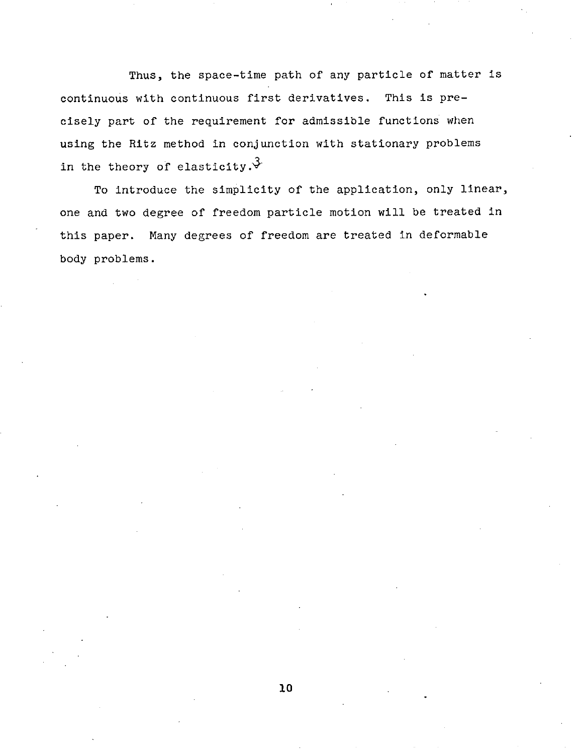Thus, the space-time path of any particle of matter is continuous with continuous first derivatives. This is precisely part of the requirement for admissible functions when using the Ritz method in conjunction with stationary problems in the theory of elasticity.[3]

To introduce the simplicity of the application, only linear, one and two degree of freedom particle motion will be treated in this paper. Many degrees of freedom are treated in deformable body problems.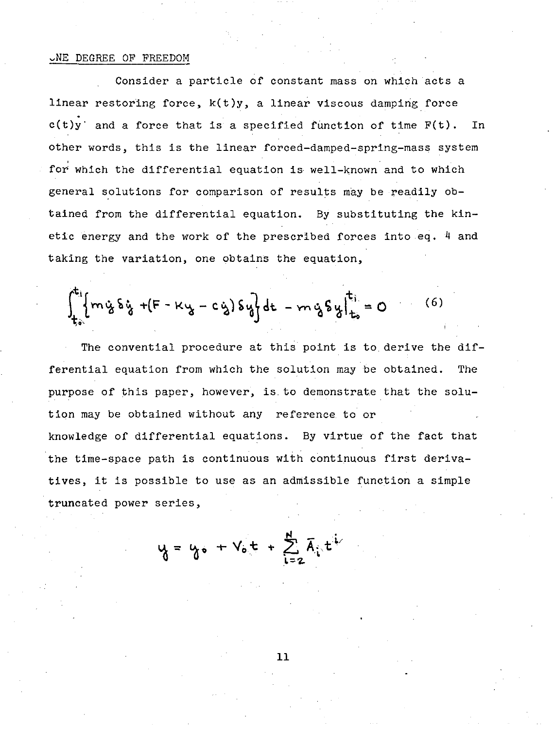## ONE DEGREE OF FREEDOM

Consider a particle of constant mass on which acts a linear restoring force, $k(t)y$, a linear viscous damping force $c(t)\dot{y}$ and a force that is a specified function of time $F(t)$. In other words, this is the linear forced-damped-spring-mass system for which the differential equation is well-known and to which general solutions for comparison of results may be readily obtained from the differential equation. By substituting the kinetic energy and the work of the prescribed forces into eq. 4 and taking the variation, one obtains the equation,

$$\int_{t_0}^{t_1} \left\{ m\dot{y}\,\delta\dot{y} + (F - ky - c\dot{y})\,\delta y \right\} dt - m\dot{y}\,\delta y \Big|_{t_0}^{t_1} = 0 \tag{6}$$

The convential procedure at this point is to derive the differential equation from which the solution may be obtained. The purpose of this paper, however, is to demonstrate that the solution may be obtained without any reference to or knowledge of differential equations. By virtue of the fact that the time-space path is continuous with continuous first derivatives, it is possible to use as an admissible function a simple truncated power series,

$$y = y_0 + V_0 t + \sum_{i=2}^{N} \bar{A}_i t^i$$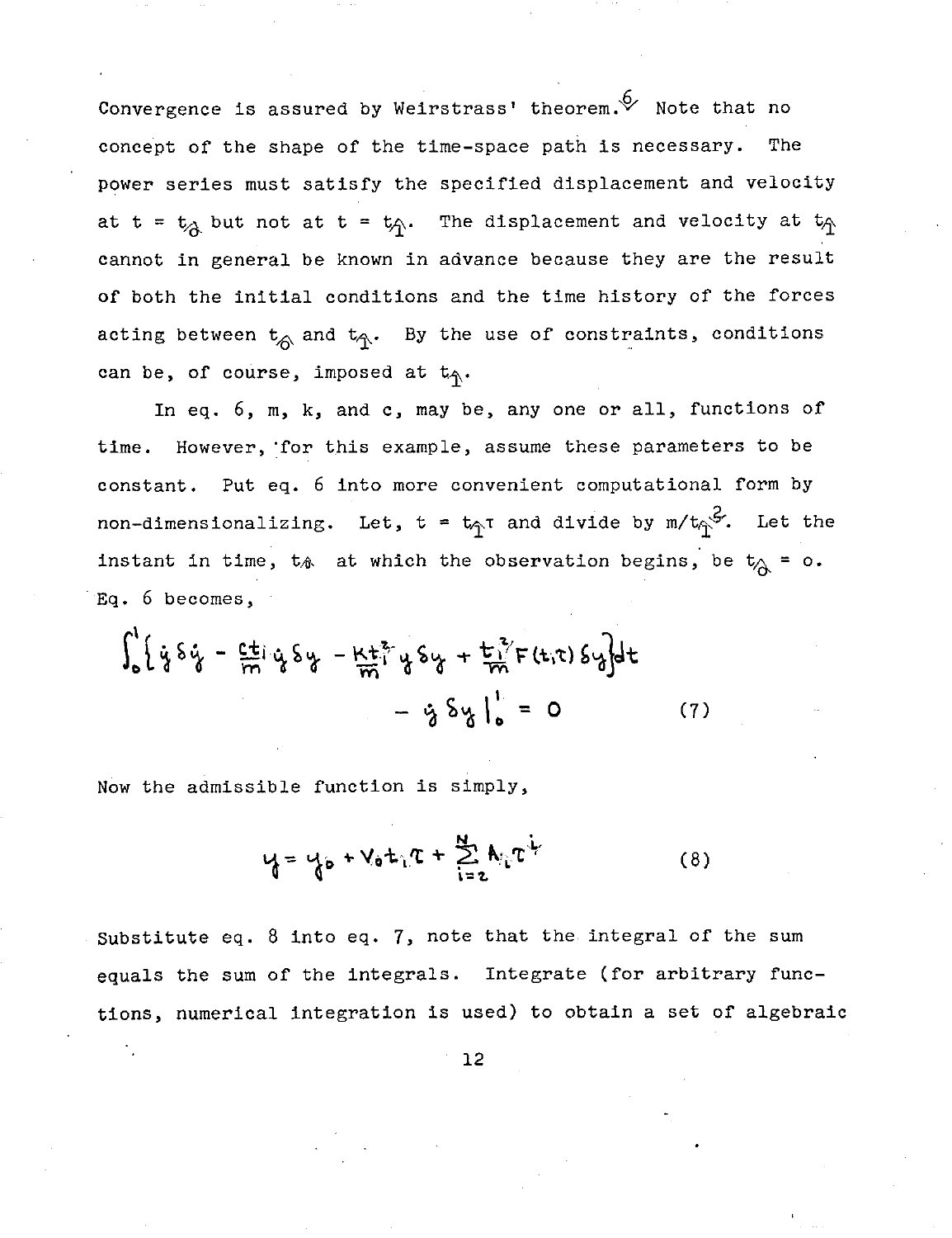Convergence is assured by Weirstrass' theorem.[6] Note that no concept of the shape of the time-space path is necessary. The power series must satisfy the specified displacement and velocity at $t = t_0$ but not at $t = t_1$. The displacement and velocity at $t_1$ cannot in general be known in advance because they are the result of both the initial conditions and the time history of the forces acting between $t_0$ and $t_1$. By the use of constraints, conditions can be, of course, imposed at $t_1$.

In eq. 6, m, k, and c, may be, any one or all, functions of time. However, for this example, assume these parameters to be constant. Put eq. 6 into more convenient computational form by non-dimensionalizing. Let, $t = t_1\tau$ and divide by $m/t_1^2$. Let the instant in time, $t_0$ at which the observation begins, be $t_0 = 0$. Eq. 6 becomes,

$$\int_0^1 \left\{ \dot{y}\,\delta\dot{y} - \frac{ct_1}{m}\dot{y}\,\delta y - \frac{kt_1^2}{m} y\,\delta y + \frac{t_1^2}{m}F(t_1\tau)\,\delta y \right\} dt - \dot{y}\,\delta y \Big|_0^1 = 0 \qquad (7)$$

Now the admissible function is simply,

$$y = y_0 + V_0 t_1 \tau + \sum_{i=2}^{N} A_i \tau^i \qquad (8)$$

Substitute eq. 8 into eq. 7, note that the integral of the sum equals the sum of the integrals. Integrate (for arbitrary functions, numerical integration is used) to obtain a set of algebraic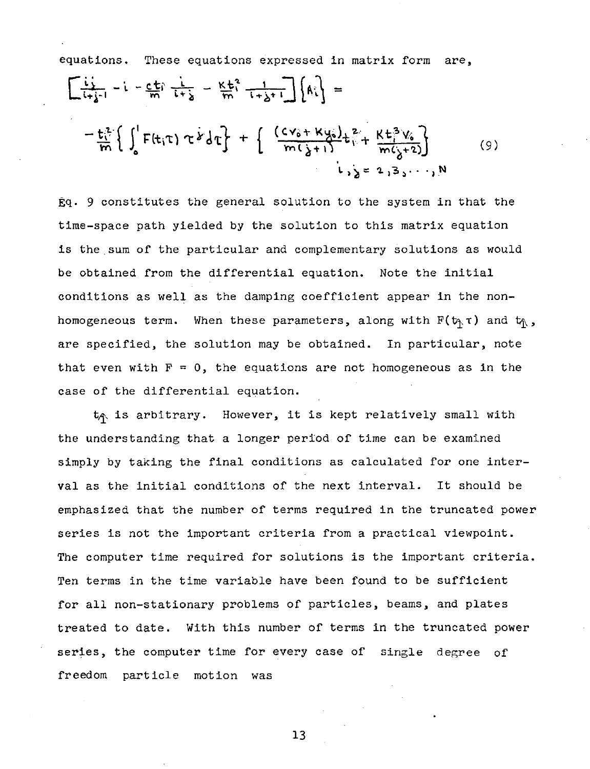equations. These equations expressed in matrix form are,

$$\left[\frac{ij}{i+j-1} - i - \frac{ct_1}{m}\frac{i}{i+j} - \frac{Kt_1^2}{m}\frac{1}{i+j+1}\right]\left\{A_i\right\} =$$

$$-\frac{t_1^2}{m}\left\{\int_0^1 F(t_1\tau)\,\tau^j d\tau\right\} + \left\{\frac{(cv_0+Ky_0)}{m(j+1)}t_1^2 + \frac{Kt_1^3 v_0}{m(j+2)}\right\} \qquad (9)$$

$$i, j = 2, 3, \cdots, N$$

Eq. 9 constitutes the general solution to the system in that the time-space path yielded by the solution to this matrix equation is the sum of the particular and complementary solutions as would be obtained from the differential equation. Note the initial conditions as well as the damping coefficient appear in the non-homogeneous term. When these parameters, along with $F(t_1\tau)$ and $t_1$, are specified, the solution may be obtained. In particular, note that even with $F = 0$, the equations are not homogeneous as in the case of the differential equation.

$t_1$ is arbitrary. However, it is kept relatively small with the understanding that a longer period of time can be examined simply by taking the final conditions as calculated for one interval as the initial conditions of the next interval. It should be emphasized that the number of terms required in the truncated power series is not the important criteria from a practical viewpoint. The computer time required for solutions is the important criteria. Ten terms in the time variable have been found to be sufficient for all non-stationary problems of particles, beams, and plates treated to date. With this number of terms in the truncated power series, the computer time for every case of single degree of freedom particle motion was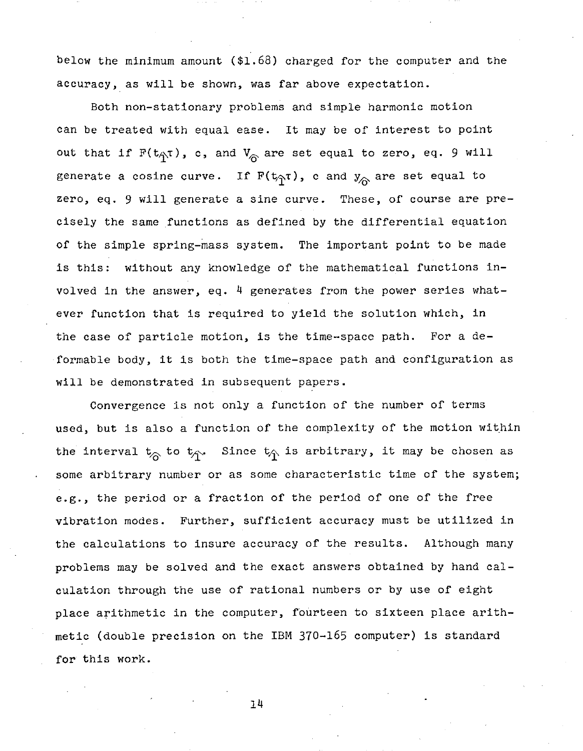below the minimum amount ($1.68) charged for the computer and the accuracy, as will be shown, was far above expectation.

Both non-stationary problems and simple harmonic motion can be treated with equal ease. It may be of interest to point out that if $F(t_{\hat{1}}\tau)$, c, and $V_{\hat{0}}$ are set equal to zero, eq. 9 will generate a cosine curve. If $F(t_{\hat{1}}\tau)$, c and $y_{\hat{0}}$ are set equal to zero, eq. 9 will generate a sine curve. These, of course are precisely the same functions as defined by the differential equation of the simple spring-mass system. The important point to be made is this: without any knowledge of the mathematical functions involved in the answer, eq. 4 generates from the power series whatever function that is required to yield the solution which, in the case of particle motion, is the time-space path. For a deformable body, it is both the time-space path and configuration as will be demonstrated in subsequent papers.

Convergence is not only a function of the number of terms used, but is also a function of the complexity of the motion within the interval $t_{\hat{0}}$ to $t_{\hat{1}}$. Since $t_{\hat{1}}$ is arbitrary, it may be chosen as some arbitrary number or as some characteristic time of the system; e.g., the period or a fraction of the period of one of the free vibration modes. Further, sufficient accuracy must be utilized in the calculations to insure accuracy of the results. Although many problems may be solved and the exact answers obtained by hand calculation through the use of rational numbers or by use of eight place arithmetic in the computer, fourteen to sixteen place arithmetic (double precision on the IBM 370-165 computer) is standard for this work.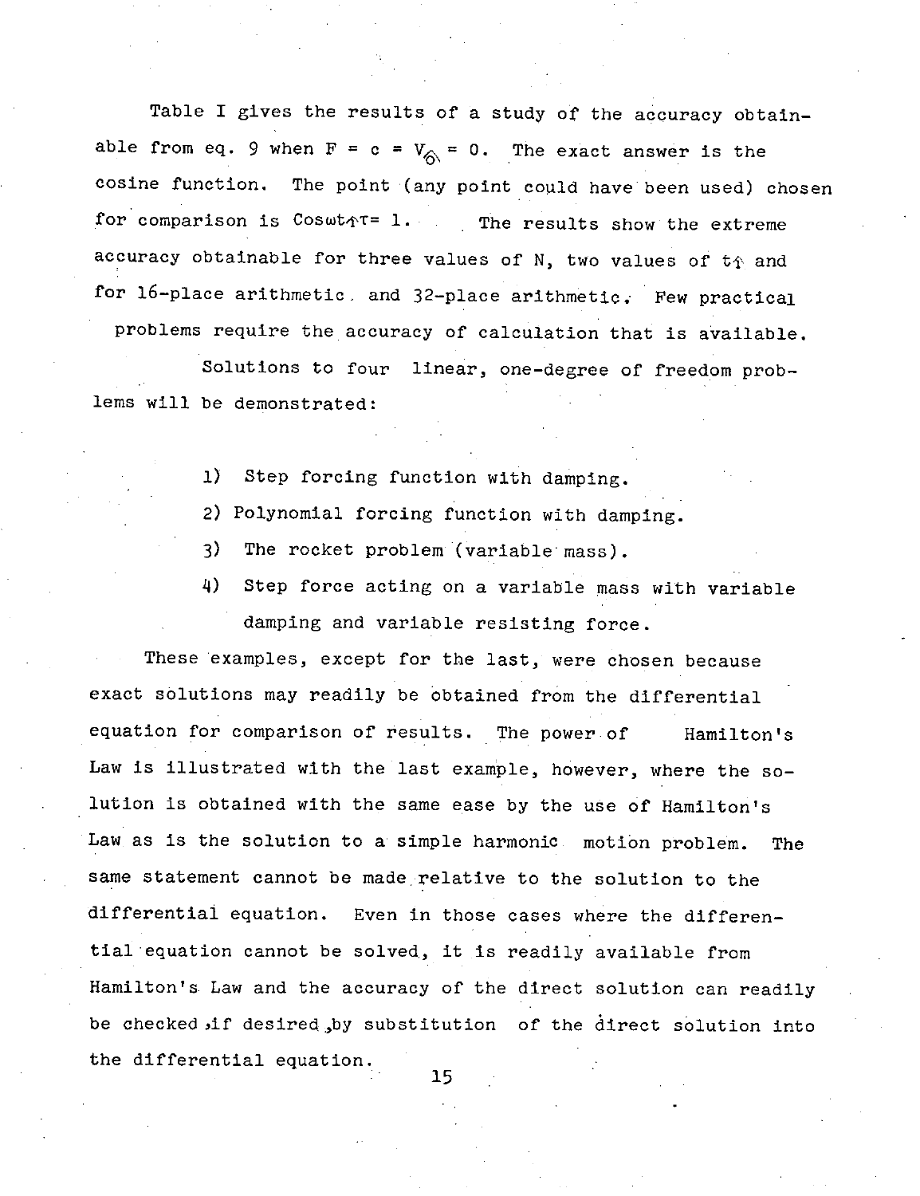Table I gives the results of a study of the accuracy obtainable from eq. 9 when $F = c = V_{\hat{0}} = 0$. The exact answer is the cosine function. The point (any point could have been used) chosen for comparison is $\text{Cos}\,\omega t_{\uparrow}\tau = 1$. The results show the extreme accuracy obtainable for three values of N, two values of $t_{\uparrow}$ and for 16-place arithmetic and 32-place arithmetic. Few practical problems require the accuracy of calculation that is available.

Solutions to four linear, one-degree of freedom problems will be demonstrated:

1) Step forcing function with damping.
2) Polynomial forcing function with damping.
3) The rocket problem (variable mass).
4) Step force acting on a variable mass with variable damping and variable resisting force.

These examples, except for the last, were chosen because exact solutions may readily be obtained from the differential equation for comparison of results. The power of Hamilton's Law is illustrated with the last example, however, where the solution is obtained with the same ease by the use of Hamilton's Law as is the solution to a simple harmonic motion problem. The same statement cannot be made relative to the solution to the differential equation. Even in those cases where the differential equation cannot be solved, it is readily available from Hamilton's Law and the accuracy of the direct solution can readily be checked, if desired, by substitution of the direct solution into the differential equation.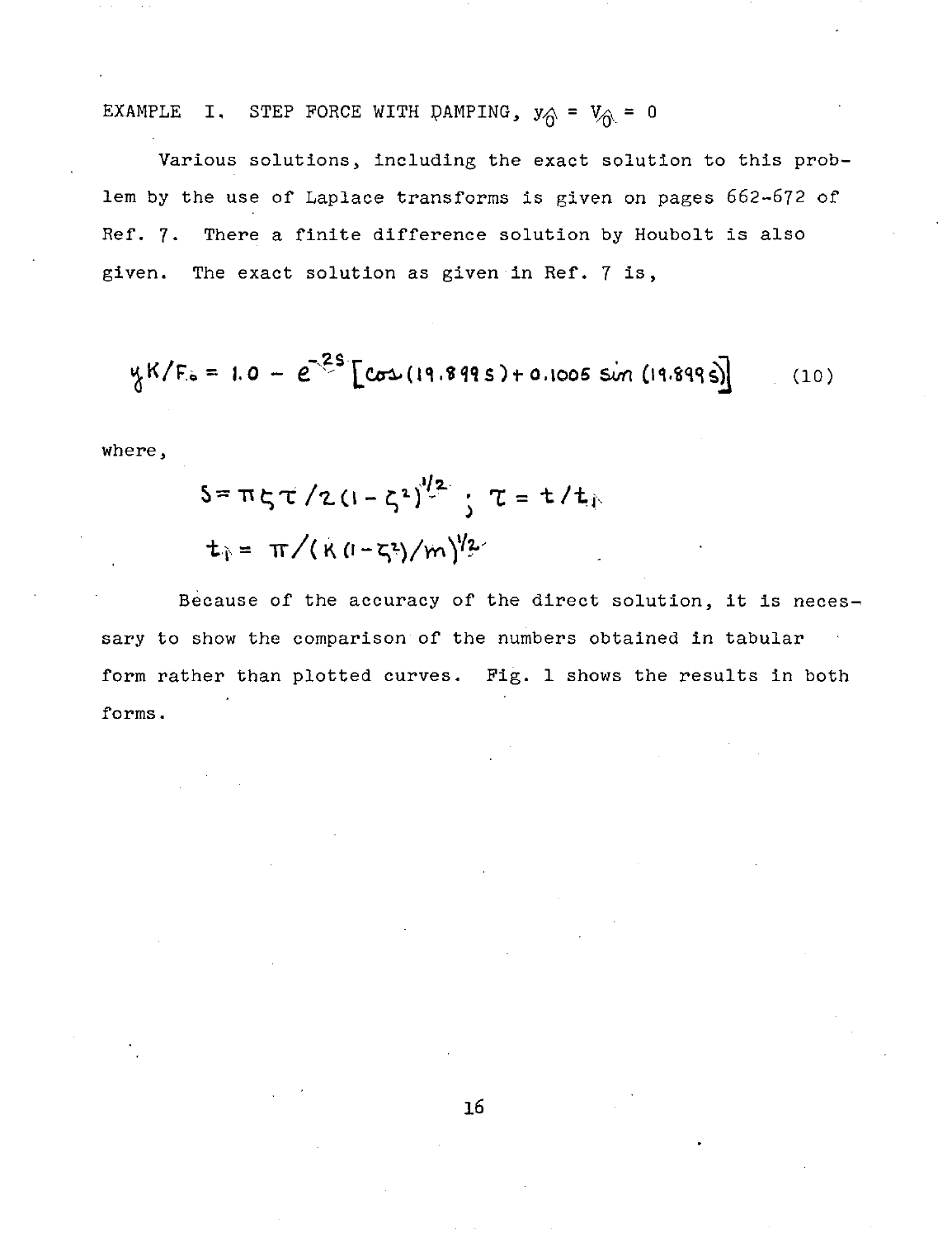EXAMPLE I. STEP FORCE WITH DAMPING, $y_0 = V_0 = 0$

Various solutions, including the exact solution to this problem by the use of Laplace transforms is given on pages 662-672 of Ref. 7. There a finite difference solution by Houbolt is also given. The exact solution as given in Ref. 7 is,

$$yK/F_o = 1.0 - e^{-.2s}\left[\cos(19.899s) + 0.1005 \sin(19.899s)\right] \tag{10}$$

where,

$$s = \pi\zeta\tau / 2(1-\zeta^2)^{1/2} \; ; \; \tau = t/t_1$$

$$t_1 = \pi / (K(1-\zeta^2)/m)^{1/2}$$

Because of the accuracy of the direct solution, it is necessary to show the comparison of the numbers obtained in tabular form rather than plotted curves. Fig. 1 shows the results in both forms.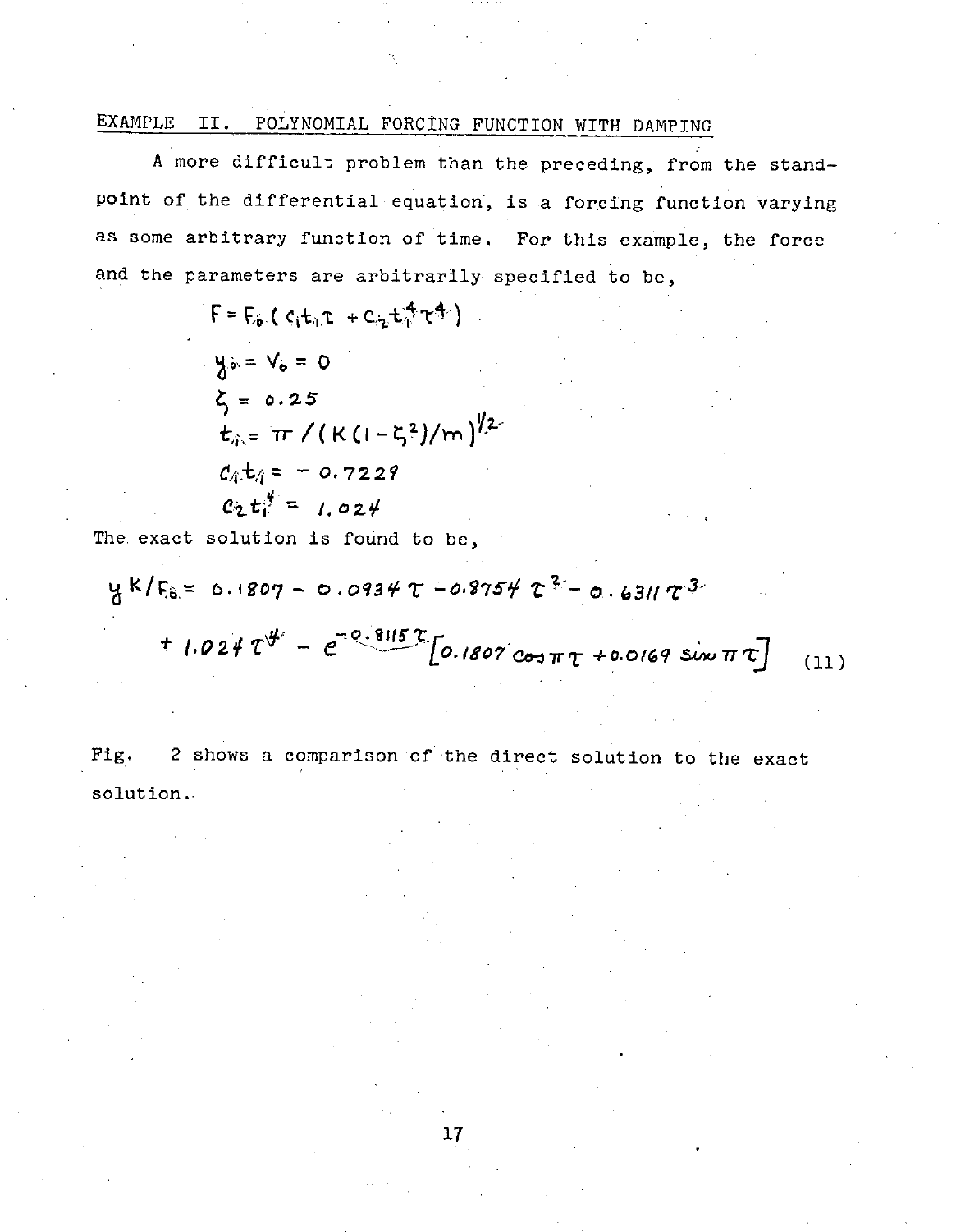## EXAMPLE II. POLYNOMIAL FORCING FUNCTION WITH DAMPING

A more difficult problem than the preceding, from the standpoint of the differential equation, is a forcing function varying as some arbitrary function of time. For this example, the force and the parameters are arbitrarily specified to be,

$$F = F_0 (c_1 t_1 \tau + c_2 t_1^4 \tau^4)$$

$$y_0 = V_0 = 0$$

$$\zeta = 0.25$$

$$t_1 = \pi / (K(1-\zeta^2)/m)^{1/2}$$

$$c_1 t_1 = -0.7229$$

$$c_2 t_1^4 = 1.024$$

The exact solution is found to be,

$$yK/F_0 = 0.1807 - 0.0934\,\tau - 0.8754\,\tau^2 - 0.6311\,\tau^3$$

$$+ 1.024\,\tau^4 - e^{-0.8115\tau}\left[0.1807 \cos \pi\tau + 0.0169 \sin \pi\tau\right] \quad (11)$$

Fig. 2 shows a comparison of the direct solution to the exact solution.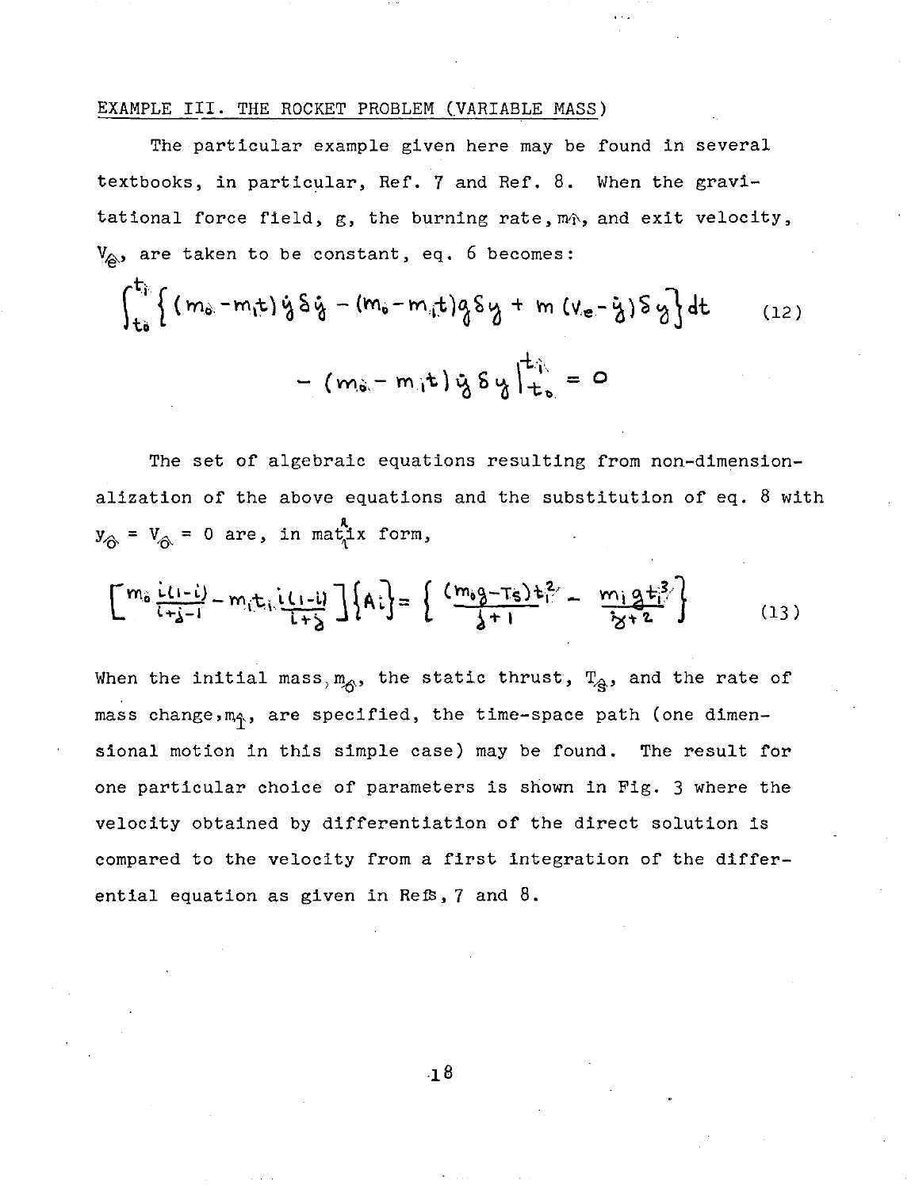EXAMPLE III. THE ROCKET PROBLEM (VARIABLE MASS)

The particular example given here may be found in several textbooks, in particular, Ref. 7 and Ref. 8. When the gravitational force field, $g$, the burning rate, $m_1$, and exit velocity, $V_e$, are taken to be constant, eq. 6 becomes:

$$\int_{t_0}^{t_1} \left\{ (m_0 - m_1 t)\dot{y}\,\delta\dot{y} - (m_0 - m_1 t) g\,\delta y + m(V_e - \dot{y})\,\delta y \right\} dt \tag{12}$$

$$- (m_0 - m_1 t)\dot{y}\,\delta y \Big|_{t_0}^{t_1} = 0$$

The set of algebraic equations resulting from non-dimensionalization of the above equations and the substitution of eq. 8 with $y_0 = V_0 = 0$ are, in matrix form,

$$\left[ m_0 \frac{i(1-i)}{i+j-1} - m_1 t_1 \frac{i(1-i)}{i+j} \right] \left\{ A_i \right\} = \left\{ \frac{(m_0 g - T_s)t_1^2}{j+1} - \frac{m_1 g t_1^3}{j+2} \right\} \tag{13}$$

When the initial mass, $m_0$, the static thrust, $T_s$, and the rate of mass change, $m_1$, are specified, the time-space path (one dimensional motion in this simple case) may be found. The result for one particular choice of parameters is shown in Fig. 3 where the velocity obtained by differentiation of the direct solution is compared to the velocity from a first integration of the differential equation as given in Refs, 7 and 8.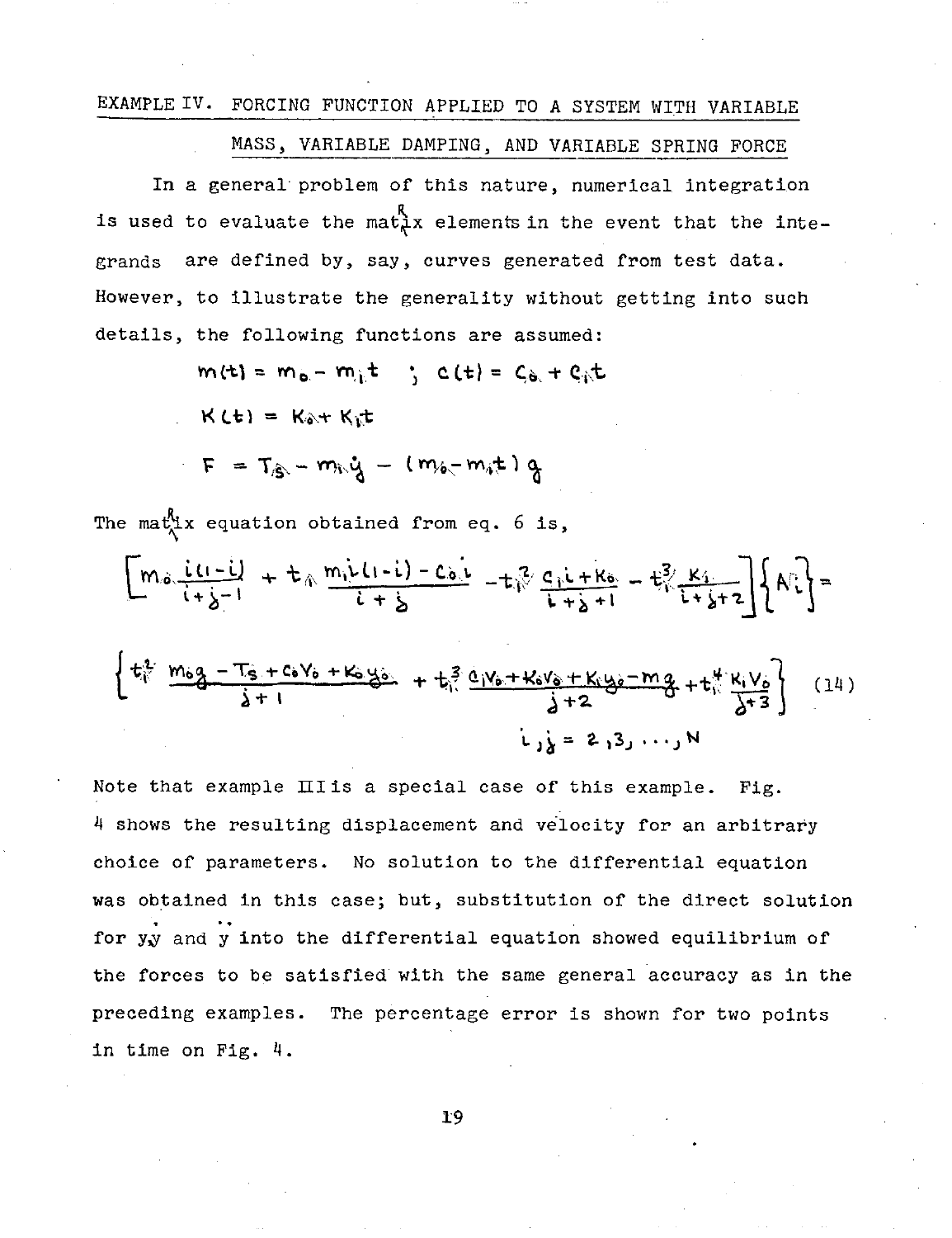## EXAMPLE IV. FORCING FUNCTION APPLIED TO A SYSTEM WITH VARIABLE MASS, VARIABLE DAMPING, AND VARIABLE SPRING FORCE

In a general problem of this nature, numerical integration is used to evaluate the matrix elements in the event that the integrands are defined by, say, curves generated from test data. However, to illustrate the generality without getting into such details, the following functions are assumed:

$$m(t) = m_0 - m_1 t \quad ; \quad c(t) = c_0 + c_1 t$$

$$K(t) = K_0 + K_1 t$$

$$F = T_S - m_1 \dot{y} - (m_0 - m_1 t)\, g$$

The matrix equation obtained from eq. 6 is,

$$\left[ m_0 \frac{i(1-i)}{i+j-1} + t_1 \frac{m_1 i(1-i) - c_0 i}{i+j} - t_1^2 \frac{c_1 i + K_0}{i+j+1} - t_1^3 \frac{K_1}{i+j+2} \right] \left\{ A_i \right\} =$$

$$\left\{ t_1^2 \frac{m_0 g - T_S + c_0 V_0 + K_0 y_0}{j+1} + t_1^3 \frac{c_1 V_0 + K_0 V_0 + K_1 y_0 - m_1 g}{j+2} + t_1^4 \frac{K_1 V_0}{j+3} \right\} \qquad (14)$$

$$i, j = 2, 3, \ldots, N$$

Note that example III is a special case of this example. Fig. 4 shows the resulting displacement and velocity for an arbitrary choice of parameters. No solution to the differential equation was obtained in this case; but, substitution of the direct solution for $y, \dot{y}$ and $\ddot{y}$ into the differential equation showed equilibrium of the forces to be satisfied with the same general accuracy as in the preceding examples. The percentage error is shown for two points in time on Fig. 4.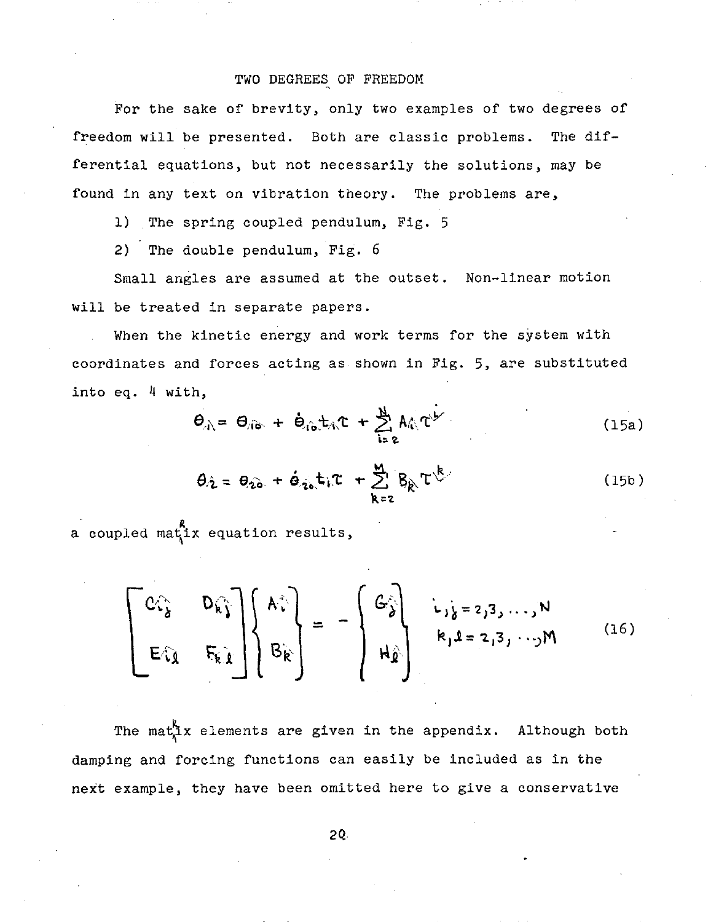## TWO DEGREES OF FREEDOM

For the sake of brevity, only two examples of two degrees of freedom will be presented. Both are classic problems. The differential equations, but not necessarily the solutions, may be found in any text on vibration theory. The problems are,

1) The spring coupled pendulum, Fig. 5

2) The double pendulum, Fig. 6

Small angles are assumed at the outset. Non-linear motion will be treated in separate papers.

When the kinetic energy and work terms for the system with coordinates and forces acting as shown in Fig. 5, are substituted into eq. 4 with,

$$\theta_1 = \theta_{10} + \dot{\theta}_{10} t_1 \tau + \sum_{i=2}^{N} A_i \tau^i \tag{15a}$$

$$\theta_2 = \theta_{20} + \dot{\theta}_{20} t_1 \tau + \sum_{k=2}^{M} B_k \tau^k \tag{15b}$$

a coupled matrix equation results,

$$\begin{bmatrix} C_{ij} & D_{kj} \\ E_{il} & F_{kl} \end{bmatrix} \begin{Bmatrix} A_i \\ B_k \end{Bmatrix} = - \begin{Bmatrix} G_j \\ H_l \end{Bmatrix} \quad \begin{matrix} i,j = 2,3,\ldots,N \\ k,l = 2,3,\ldots,M \end{matrix} \tag{16}$$

The matrix elements are given in the appendix. Although both damping and forcing functions can easily be included as in the next example, they have been omitted here to give a conservative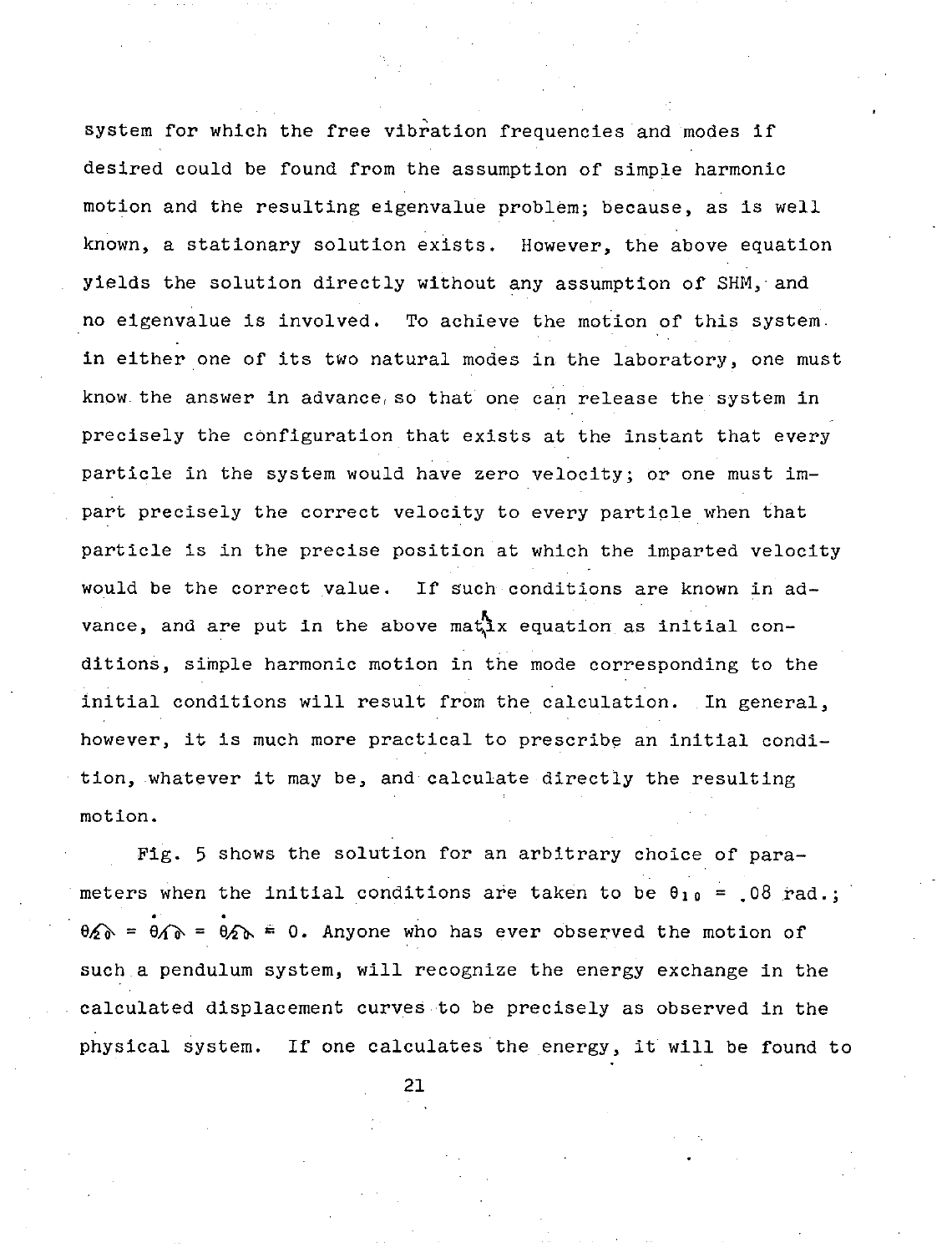system for which the free vibration frequencies and modes if desired could be found from the assumption of simple harmonic motion and the resulting eigenvalue problem; because, as is well known, a stationary solution exists. However, the above equation yields the solution directly without any assumption of SHM, and no eigenvalue is involved. To achieve the motion of this system in either one of its two natural modes in the laboratory, one must know the answer in advance, so that one can release the system in precisely the configuration that exists at the instant that every particle in the system would have zero velocity; or one must impart precisely the correct velocity to every particle when that particle is in the precise position at which the imparted velocity would be the correct value. If such conditions are known in advance, and are put in the above matrix equation as initial conditions, simple harmonic motion in the mode corresponding to the initial conditions will result from the calculation. In general, however, it is much more practical to prescribe an initial condition, whatever it may be, and calculate directly the resulting motion.

Fig. 5 shows the solution for an arbitrary choice of parameters when the initial conditions are taken to be $\theta_{10} = .08$ rad.; $\theta_{20} = \dot{\theta}_{10} = \dot{\theta}_{20} = 0$. Anyone who has ever observed the motion of such a pendulum system, will recognize the energy exchange in the calculated displacement curves to be precisely as observed in the physical system. If one calculates the energy, it will be found to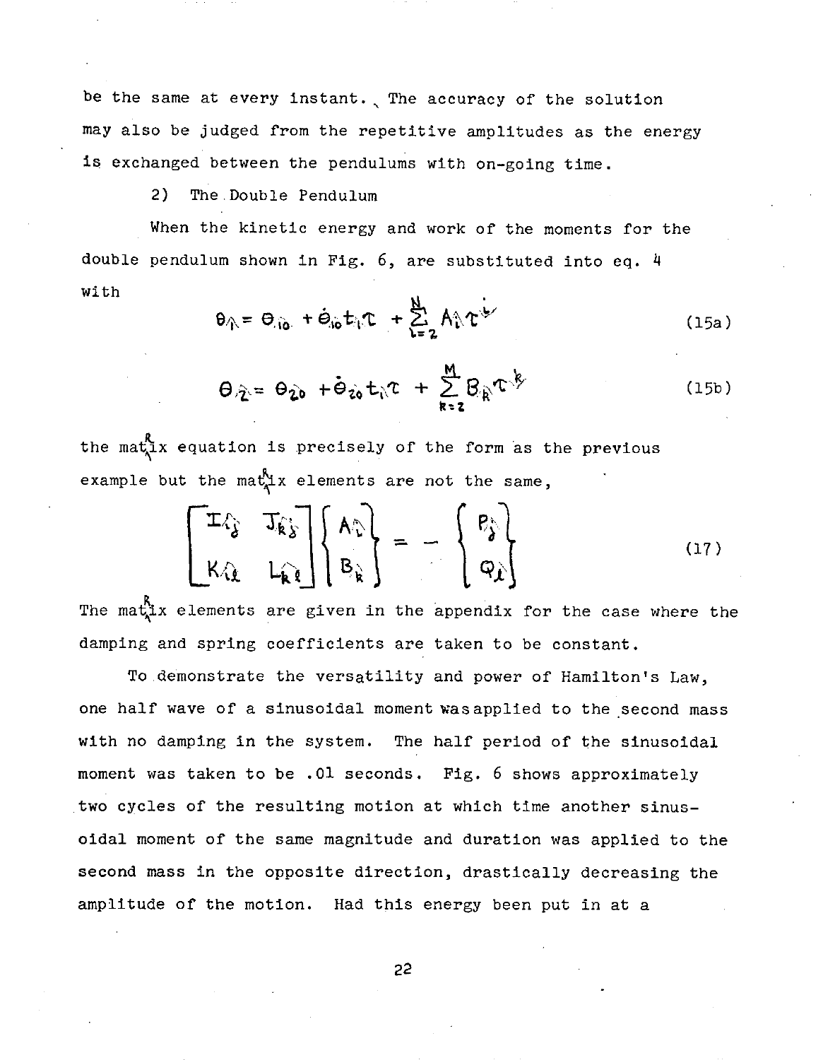be the same at every instant. The accuracy of the solution may also be judged from the repetitive amplitudes as the energy is exchanged between the pendulums with on-going time.

2) The Double Pendulum

When the kinetic energy and work of the moments for the double pendulum shown in Fig. 6, are substituted into eq. 4 with

$$\theta_1 = \theta_{10} + \dot{\theta}_{10} t_1 \tau + \sum_{i=2}^{N} A_i \tau^i \tag{15a}$$

$$\theta_2 = \theta_{20} + \dot{\theta}_{20} t_1 \tau + \sum_{k=2}^{M} B_k \tau^k \tag{15b}$$

the matrix equation is precisely of the form as the previous example but the matrix elements are not the same,

$$\begin{bmatrix} I_{ij} & J_{kj} \\ K_{il} & L_{kl} \end{bmatrix} \begin{Bmatrix} A_i \\ B_k \end{Bmatrix} = - \begin{Bmatrix} P_j \\ Q_l \end{Bmatrix} \tag{17}$$

The matrix elements are given in the appendix for the case where the damping and spring coefficients are taken to be constant.

To demonstrate the versatility and power of Hamilton's Law, one half wave of a sinusoidal moment was applied to the second mass with no damping in the system. The half period of the sinusoidal moment was taken to be .01 seconds. Fig. 6 shows approximately two cycles of the resulting motion at which time another sinusoidal moment of the same magnitude and duration was applied to the second mass in the opposite direction, drastically decreasing the amplitude of the motion. Had this energy been put in at a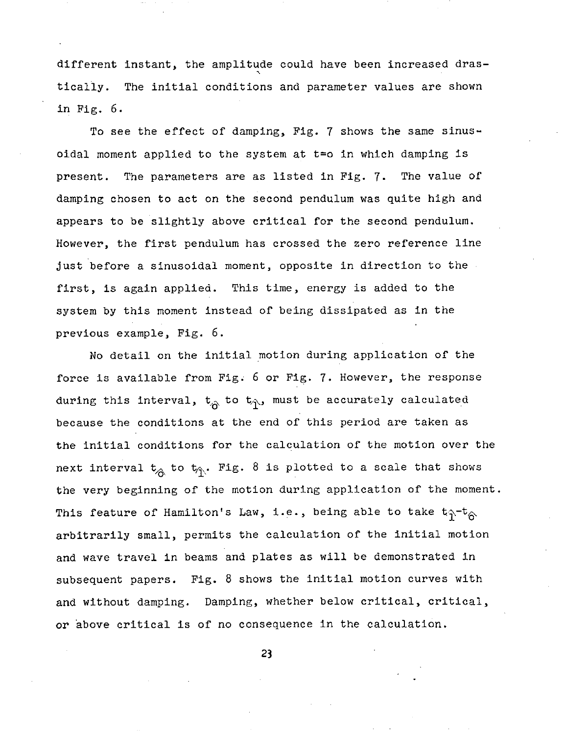different instant, the amplitude could have been increased drastically. The initial conditions and parameter values are shown in Fig. 6.

To see the effect of damping, Fig. 7 shows the same sinusoidal moment applied to the system at t=o in which damping is present. The parameters are as listed in Fig. 7. The value of damping chosen to act on the second pendulum was quite high and appears to be slightly above critical for the second pendulum. However, the first pendulum has crossed the zero reference line just before a sinusoidal moment, opposite in direction to the first, is again applied. This time, energy is added to the system by this moment instead of being dissipated as in the previous example, Fig. 6.

No detail on the initial motion during application of the force is available from Fig. 6 or Fig. 7. However, the response during this interval, $t_{\hat{0}}$ to $t_{\hat{1}}$, must be accurately calculated because the conditions at the end of this period are taken as the initial conditions for the calculation of the motion over the next interval $t_{\hat{0}}$ to $t_{\hat{1}}$. Fig. 8 is plotted to a scale that shows the very beginning of the motion during application of the moment. This feature of Hamilton's Law, i.e., being able to take $t_{\hat{1}}-t_{\hat{0}}$ arbitrarily small, permits the calculation of the initial motion and wave travel in beams and plates as will be demonstrated in subsequent papers. Fig. 8 shows the initial motion curves with and without damping. Damping, whether below critical, critical, or above critical is of no consequence in the calculation.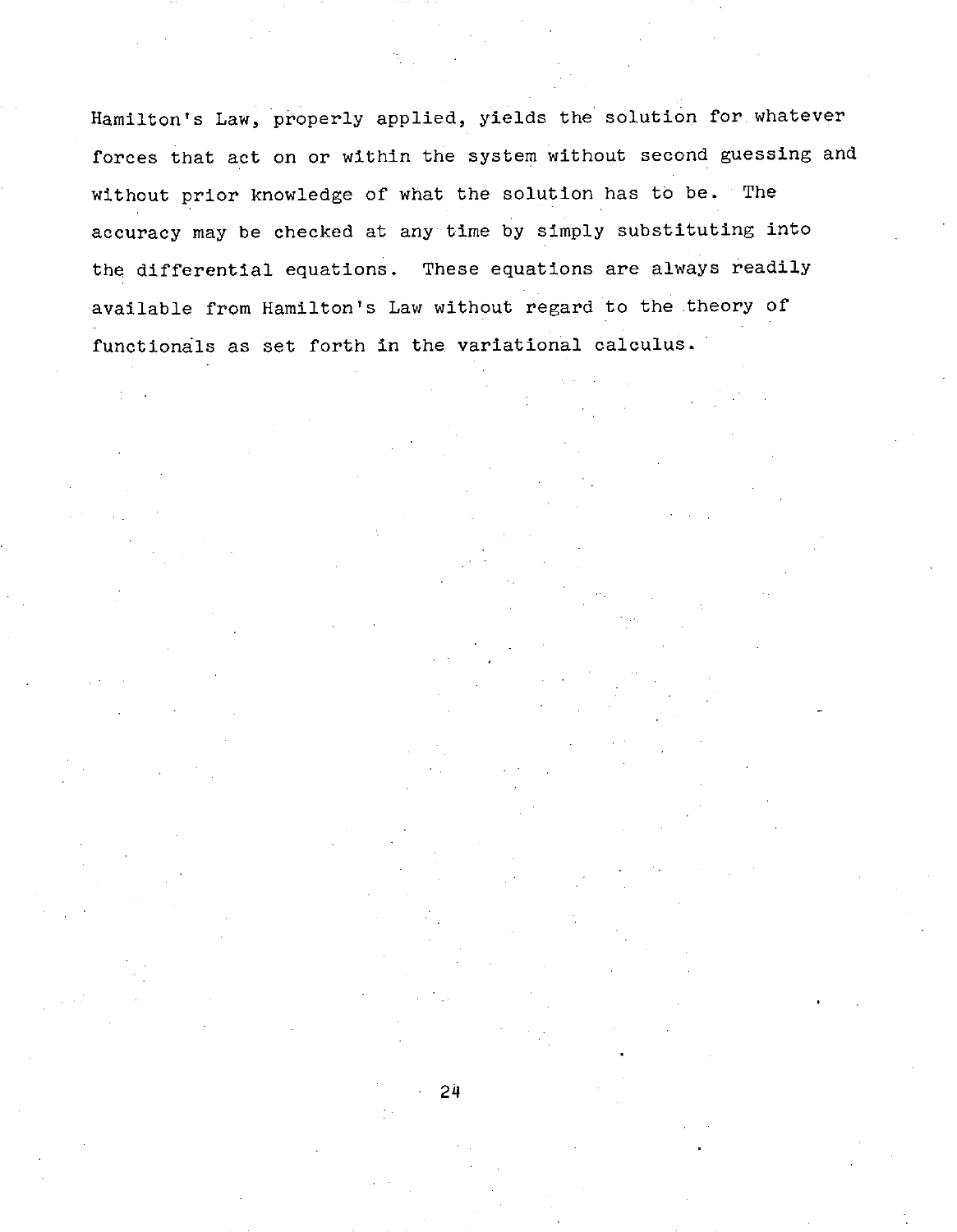Hamilton's Law, properly applied, yields the solution for whatever forces that act on or within the system without second guessing and without prior knowledge of what the solution has to be. The accuracy may be checked at any time by simply substituting into the differential equations. These equations are always readily available from Hamilton's Law without regard to the theory of functionals as set forth in the variational calculus.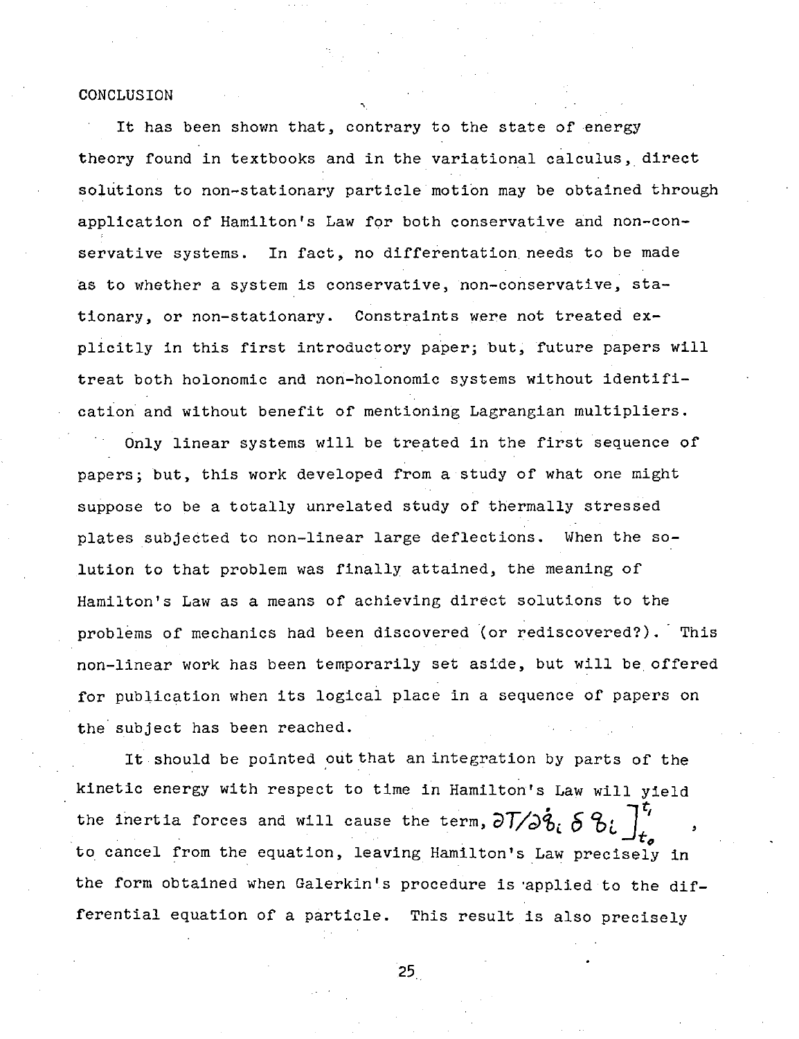## CONCLUSION

It has been shown that, contrary to the state of energy theory found in textbooks and in the variational calculus, direct solutions to non-stationary particle motion may be obtained through application of Hamilton's Law for both conservative and non-conservative systems. In fact, no differentation needs to be made as to whether a system is conservative, non-conservative, stationary, or non-stationary. Constraints were not treated explicitly in this first introductory paper; but, future papers will treat both holonomic and non-holonomic systems without identification and without benefit of mentioning Lagrangian multipliers.

Only linear systems will be treated in the first sequence of papers; but, this work developed from a study of what one might suppose to be a totally unrelated study of thermally stressed plates subjected to non-linear large deflections. When the solution to that problem was finally attained, the meaning of Hamilton's Law as a means of achieving direct solutions to the problems of mechanics had been discovered (or rediscovered?). This non-linear work has been temporarily set aside, but will be offered for publication when its logical place in a sequence of papers on the subject has been reached.

It should be pointed out that an integration by parts of the kinetic energy with respect to time in Hamilton's Law will yield the inertia forces and will cause the term, $\partial T/\partial \dot{q}_i \, \delta q_i \Big]_{t_0}^{t_1}$, to cancel from the equation, leaving Hamilton's Law precisely in the form obtained when Galerkin's procedure is applied to the differential equation of a particle. This result is also precisely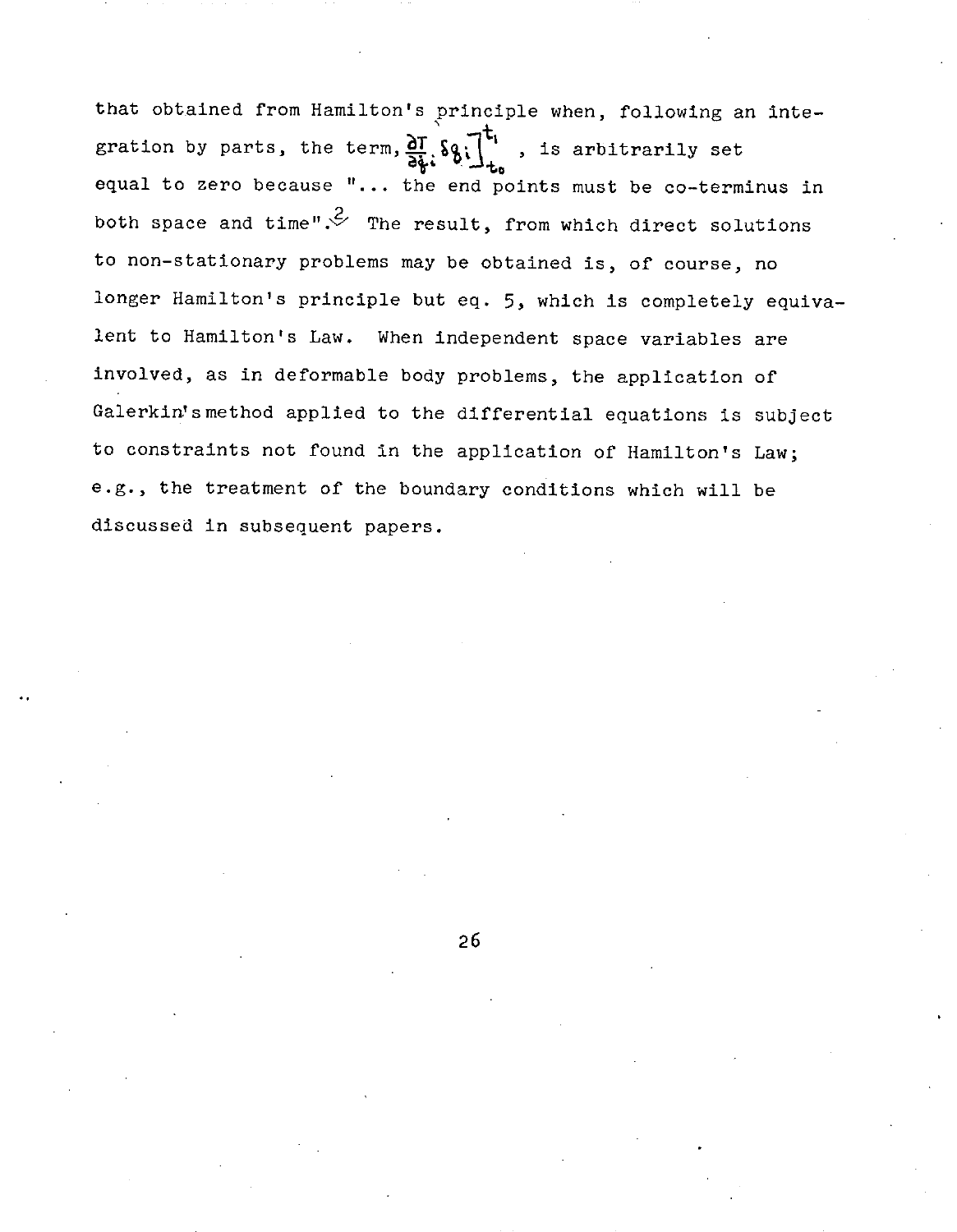that obtained from Hamilton's principle when, following an integration by parts, the term, $\frac{\partial T}{\partial \dot{q}_i} \delta q_i \Big]_{t_0}^{t_1}$ , is arbitrarily set equal to zero because "... the end points must be co-terminus in both space and time".[2] The result, from which direct solutions to non-stationary problems may be obtained is, of course, no longer Hamilton's principle but eq. 5, which is completely equivalent to Hamilton's Law. When independent space variables are involved, as in deformable body problems, the application of Galerkin's method applied to the differential equations is subject to constraints not found in the application of Hamilton's Law; e.g., the treatment of the boundary conditions which will be discussed in subsequent papers.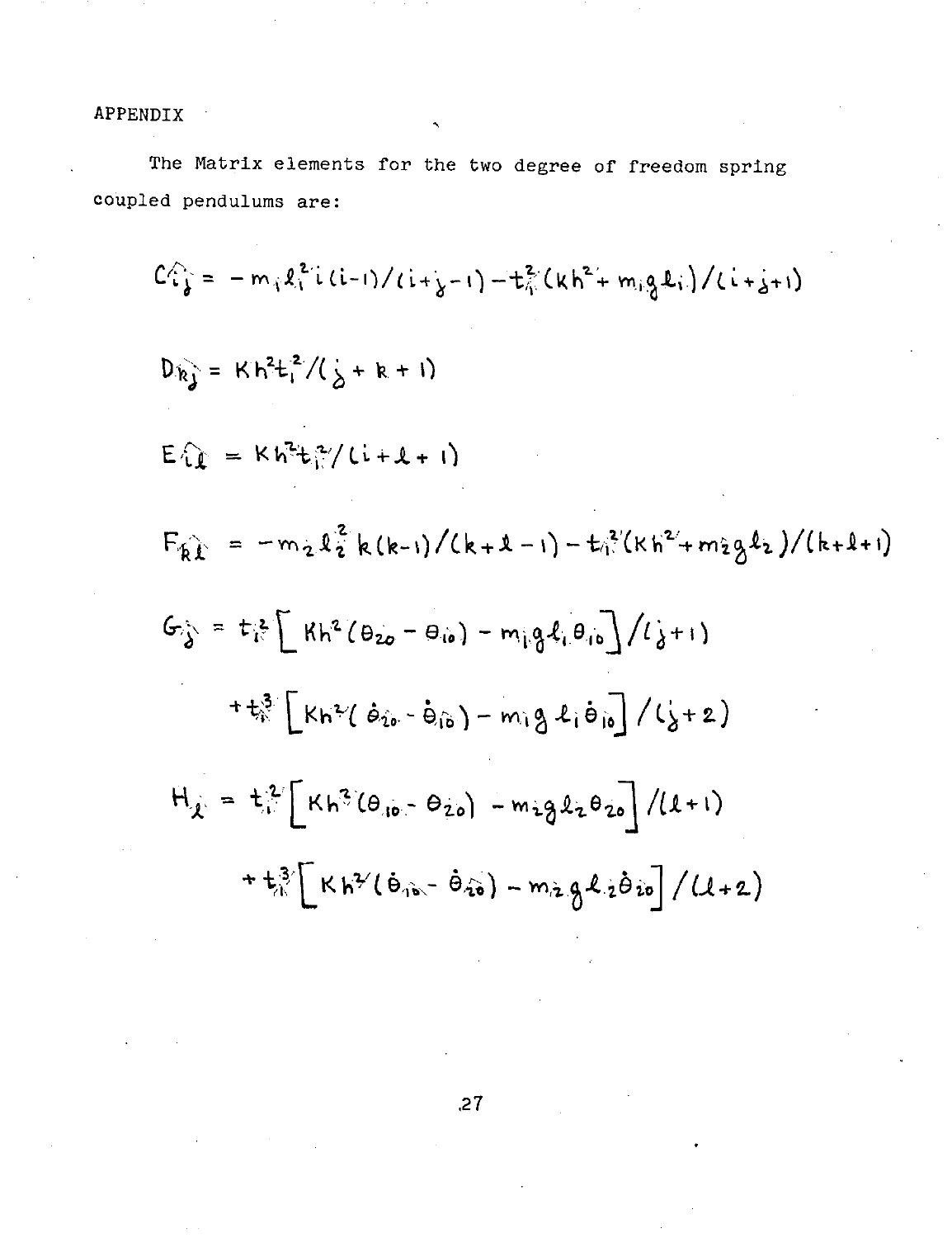APPENDIX

The Matrix elements for the two degree of freedom spring coupled pendulums are:

$$C_{ij} = -m_1 \ell_1^2 i(i-1)/(i+j-1) - t_1^2 (Kh^2 + m_1 g \ell_1)/(i+j+1)$$

$$D_{kj} = Kh^2 t_1^2/(j+k+1)$$

$$E_{i\ell} = Kh^2 t_1^2/(i+\ell+1)$$

$$F_{k\ell} = -m_2 \ell_2^2 k(k-1)/(k+\ell-1) - t_1^2 (Kh^2 + m_2 g \ell_2)/(k+\ell+1)$$

$$G_j = t_1^2 \left[ Kh^2 (\theta_{20} - \theta_{10}) - m_1 g \ell_1 \theta_{10} \right] / (j+1)$$
$$+ t_1^3 \left[ Kh^2 (\dot{\theta}_{20} - \dot{\theta}_{10}) - m_1 g \ell_1 \dot{\theta}_{10} \right] / (j+2)$$

$$H_\ell = t_1^2 \left[ Kh^3 (\theta_{10} - \theta_{20}) - m_2 g \ell_2 \theta_{20} \right] / (\ell+1)$$
$$+ t_1^3 \left[ Kh^2 (\dot{\theta}_{10} - \dot{\theta}_{20}) - m_2 g \ell_2 \dot{\theta}_{20} \right] / (\ell+2)$$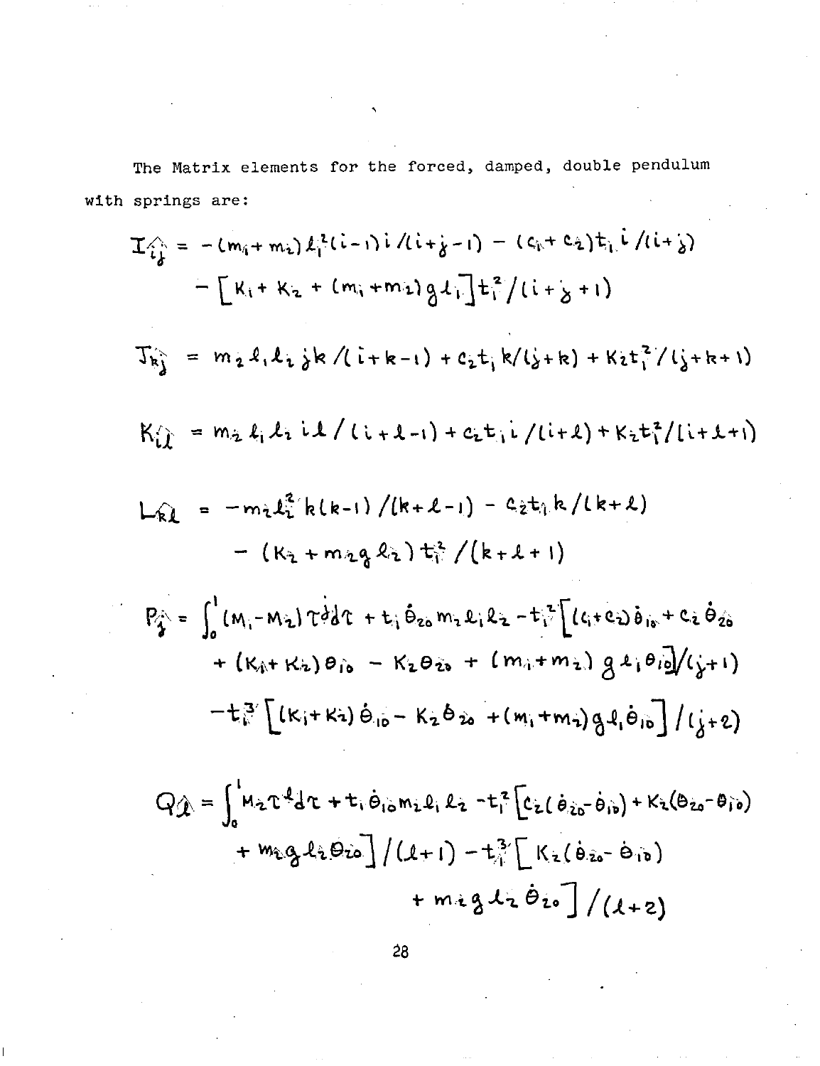The Matrix elements for the forced, damped, double pendulum with springs are:

$$I_{\hat{i}\hat{j}} = -(m_1+m_2)\ell_1^2(i-1)i/(i+j-1) - (c_1+c_2)t_1\, i/(i+j) - \left[K_1+K_2+(m_1+m_2)g\ell_1\right]t_1^2/(i+j+1)$$

$$J_{\hat{k}\hat{j}} = m_2\ell_1\ell_2\, jk/(i+k-1) + c_2 t_1\, k/(j+k) + K_2 t_1^2/(j+k+1)$$

$$K_{\hat{i}\hat{\ell}} = m_2\ell_1\ell_2\, i\ell/(i+\ell-1) + c_2 t_1\, i/(i+\ell) + K_2 t_1^2/(i+\ell+1)$$

$$L_{\hat{k}\hat{\ell}} = -m_2\ell_2^2\, k(k-1)/(k+\ell-1) - c_2 t_1\, k/(k+\ell) - (K_2+m_2 g\ell_2)t_1^2/(k+\ell+1)$$

$$P_{\hat{j}} = \int_0^1 (M_1-M_2)\tau^j d\tau + t_1\dot{\theta}_{20} m_2\ell_1\ell_2 - t_1^2\Big[(c_1+c_2)\dot{\theta}_{10} + c_2\dot{\theta}_{20} + (K_1+K_2)\theta_{10} - K_2\theta_{20} + (m_1+m_2)g\ell_1\theta_{10}\Big]/(j+1) - t_1^3\Big[(K_1+K_2)\dot{\theta}_{10} - K_2\dot{\theta}_{20} + (m_1+m_2)g\ell_1\dot{\theta}_{10}\Big]/(j+2)$$

$$Q_{\hat{\ell}} = \int_0^1 M_2\tau^\ell d\tau + t_1\dot{\theta}_{10} m_2\ell_1\ell_2 - t_1^2\Big[c_2(\dot{\theta}_{20}-\dot{\theta}_{10}) + K_2(\theta_{20}-\theta_{10}) + m_2 g\ell_2\theta_{20}\Big]/(\ell+1) - t_1^3\Big[K_2(\dot{\theta}_{20}-\dot{\theta}_{10}) + m_2 g\ell_2\dot{\theta}_{20}\Big]/(\ell+2)$$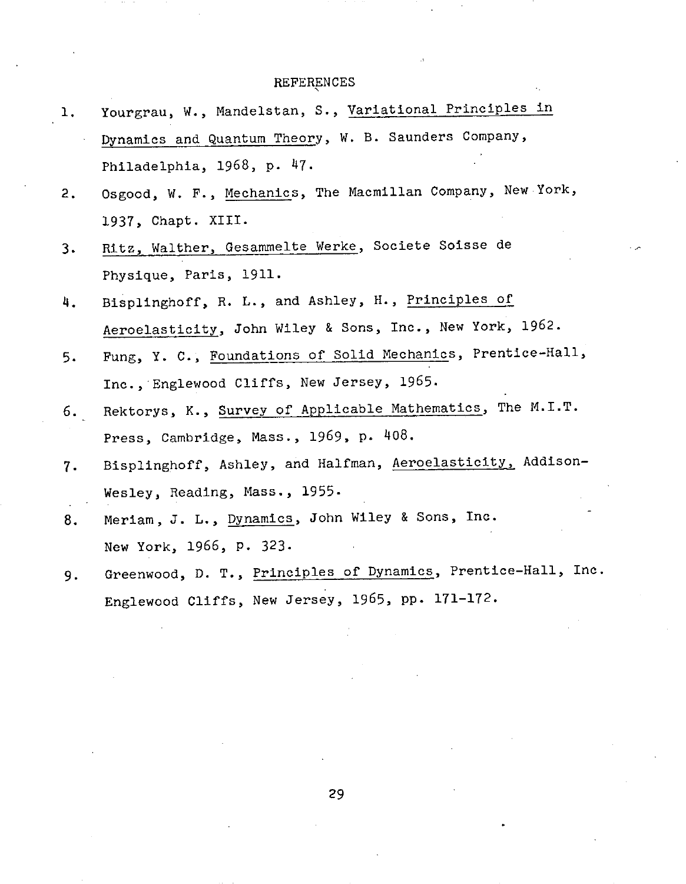# REFERENCES

1. Yourgrau, W., Mandelstan, S., Variational Principles in Dynamics and Quantum Theory, W. B. Saunders Company, Philadelphia, 1968, p. 47.
2. Osgood, W. F., Mechanics, The Macmillan Company, New York, 1937, Chapt. XIII.
3. Ritz, Walther, Gesammelte Werke, Societe Soisse de Physique, Paris, 1911.
4. Bisplinghoff, R. L., and Ashley, H., Principles of Aeroelasticity, John Wiley & Sons, Inc., New York, 1962.
5. Fung, Y. C., Foundations of Solid Mechanics, Prentice-Hall, Inc., Englewood Cliffs, New Jersey, 1965.
6. Rektorys, K., Survey of Applicable Mathematics, The M.I.T. Press, Cambridge, Mass., 1969, p. 408.
7. Bisplinghoff, Ashley, and Halfman, Aeroelasticity, Addison-Wesley, Reading, Mass., 1955.
8. Meriam, J. L., Dynamics, John Wiley & Sons, Inc. New York, 1966, p. 323.
9. Greenwood, D. T., Principles of Dynamics, Prentice-Hall, Inc. Englewood Cliffs, New Jersey, 1965, pp. 171-172.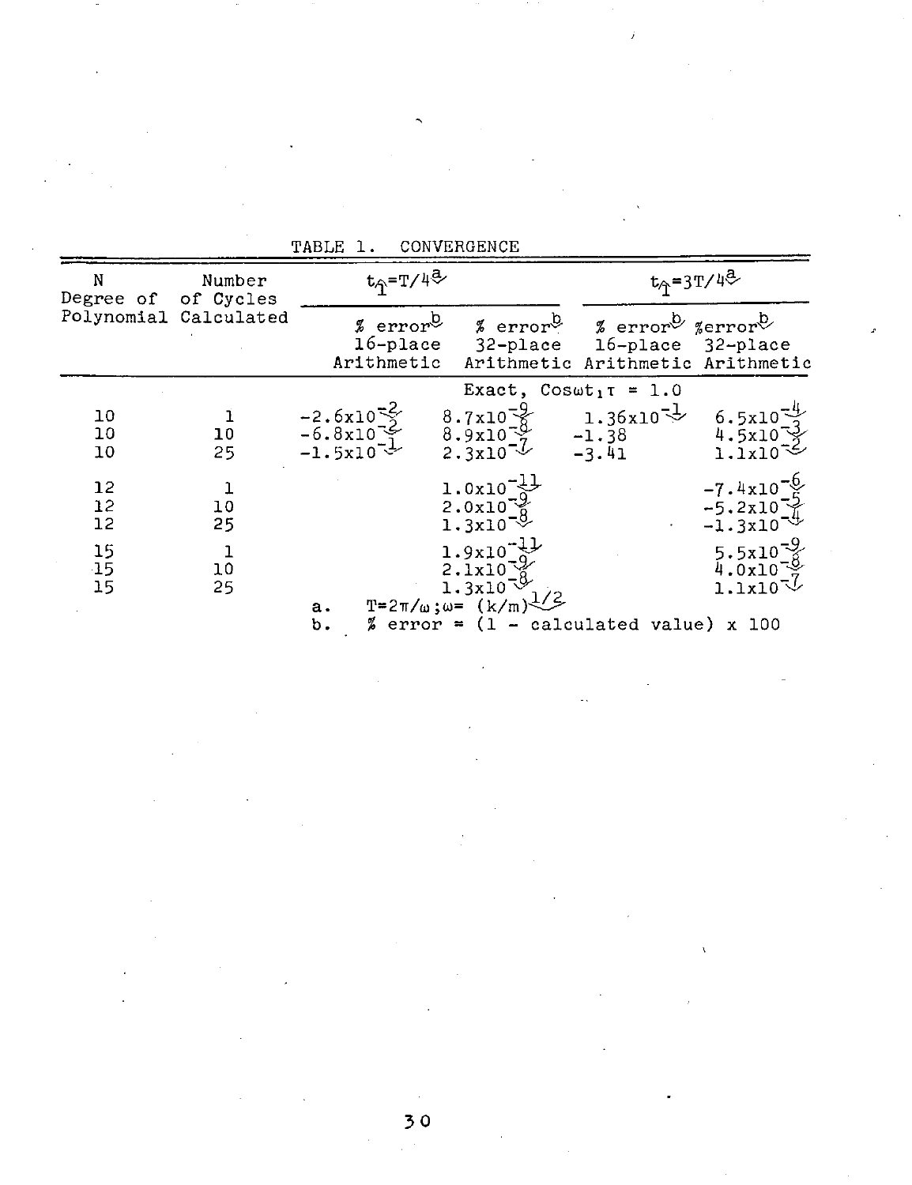TABLE 1. CONVERGENCE

| N Degree of Polynomial | Number of Cycles Calculated | $t_1 = T/4$[a] % error[b] 16-place Arithmetic | $t_1 = T/4$[a] % error[b] 32-place Arithmetic | $t_1 = 3T/4$[a] % error[b] 16-place Arithmetic | $t_1 = 3T/4$[a] % error[b] 32-place Arithmetic |
|---|---|---|---|---|---|
| | | Exact, $\cos\omega t_1\tau = 1.0$ | | | |
| 10 | 1 | $-2.6\times10^{-2}$ | $8.7\times10^{-9}$ | $1.36\times10^{-1}$ | $6.5\times10^{-4}$ |
| 10 | 10 | $-6.8\times10^{-2}$ | $8.9\times10^{-8}$ | $-1.38$ | $4.5\times10^{-3}$ |
| 10 | 25 | $-1.5\times10^{-1}$ | $2.3\times10^{-7}$ | $-3.41$ | $1.1\times10^{-2}$ |
| 12 | 1 | | $1.0\times10^{-11}$ | | $-7.4\times10^{-6}$ |
| 12 | 10 | | $2.0\times10^{-9}$ | | $-5.2\times10^{-5}$ |
| 12 | 25 | | $1.3\times10^{-8}$ | | $-1.3\times10^{-4}$ |
| 15 | 1 | | $1.9\times10^{-11}$ | | $5.5\times10^{-9}$ |
| 15 | 10 | | $2.1\times10^{-9}$ | | $4.0\times10^{-8}$ |
| 15 | 25 | | $1.3\times10^{-8}$ | | $1.1\times10^{-7}$ |

a. $T = 2\pi/\omega$; $\omega = (k/m)^{1/2}$

b. % error = (1 − calculated value) x 100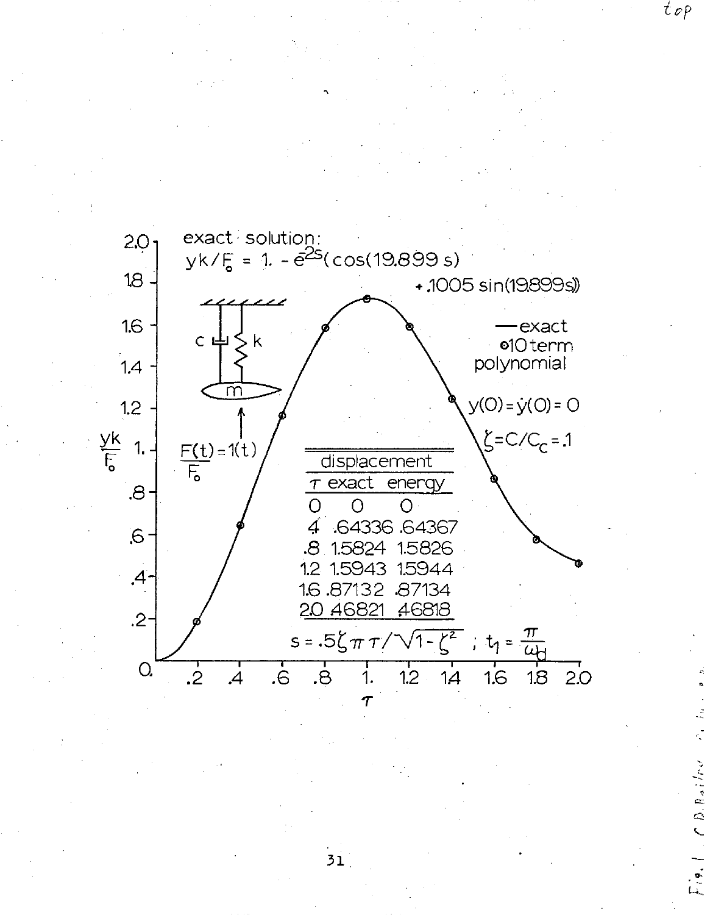exact solution:

$yk/F_o = 1. - e^{-2s}(\cos(19.899\,s)$

$+ .1005 \sin(19.899 s))$

— exact

⊙ 10 term polynomial

$y(0) = \dot{y}(0) = 0$

$\zeta = C/C_c = .1$

c k m

$\frac{F(t)}{F_o} = 1(t)$

$\frac{yk}{F_o}$

$\tau$

2.0 1.8 1.6 1.4 1.2 1. .8 .6 .4 .2 0.

.2 .4 .6 .8 1. 1.2 1.4 1.6 1.8 2.0

| displacement | | |
|---|---|---|
| $\tau$ | exact | energy |
| 0 | 0 | 0 |
| .4 | .64336 | .64367 |
| .8 | 1.5824 | 1.5826 |
| 1.2 | 1.5943 | 1.5944 |
| 1.6 | .87132 | .87134 |
| 2.0 | .46821 | .46818 |

$s = .5\zeta\pi\tau/\sqrt{1-\zeta^2}$ ; $t_1 = \frac{\pi}{\omega_d}$

Fig. 1 C. D. Bailey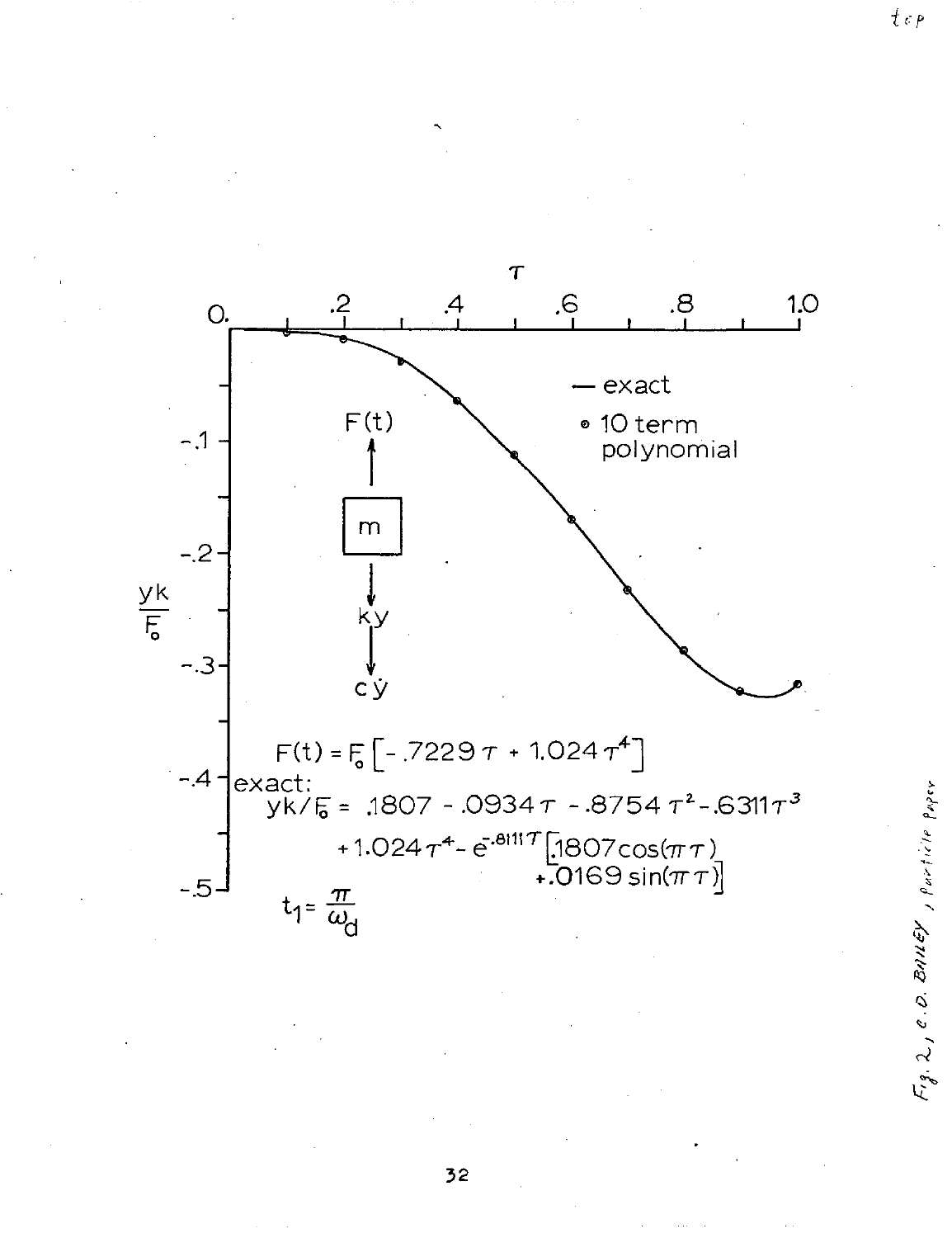$\tau$

0. .2 .4 .6 .8 1.0

$\frac{yk}{F_o}$

-.1 -.2 -.3 -.4 -.5

— exact

⊙ 10 term polynomial

F(t)

m

ky

$c\dot{y}$

$F(t) = F_o\left[-.7229\,\tau + 1.024\,\tau^4\right]$

exact:

$$yk/F_o = .1807 - .0934\,\tau - .8754\,\tau^2 - .6311\,\tau^3 + 1.024\,\tau^4 - e^{-.8111\tau}\left[.1807\cos(\pi\tau) + .0169\sin(\pi\tau)\right]$$

$t_1 = \frac{\pi}{\omega_d}$

Fig. 2, C. D. BAILEY, Particle Paper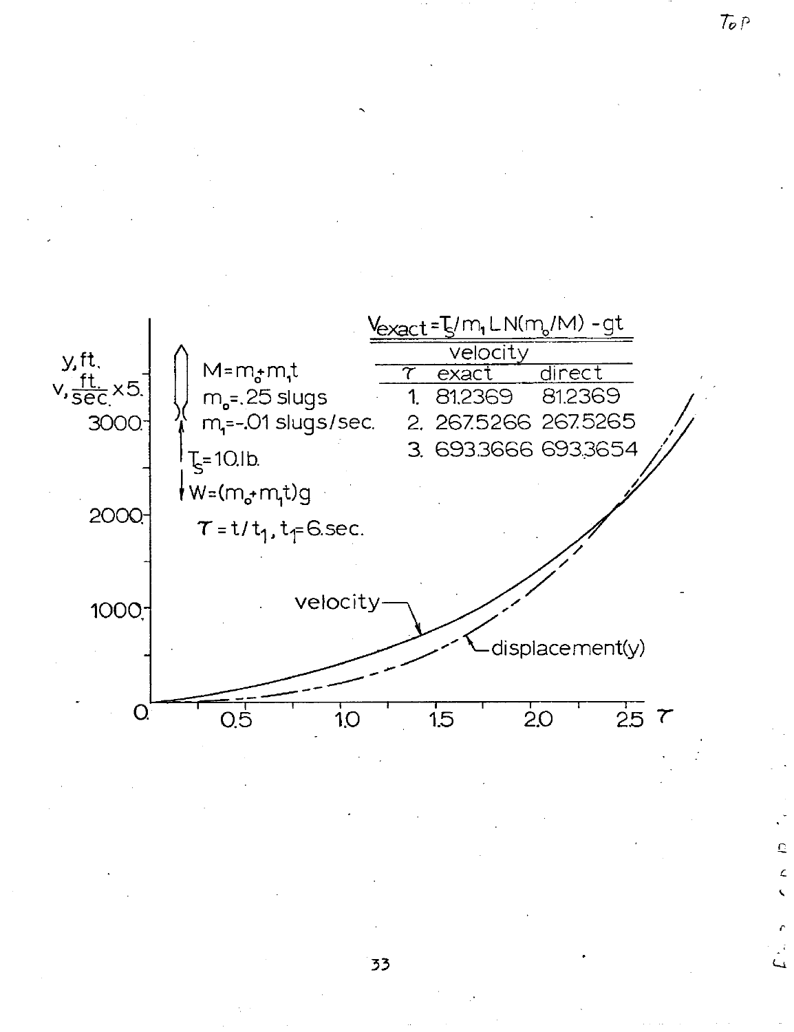$V_{exact} = T_s/m_1 \, LN(m_0/M) - gt$

| | velocity | |
|---|---|---|
| $\tau$ | exact | direct |
| 1. | 81.2369 | 81.2369 |
| 2. | 267.5266 | 267.5265 |
| 3. | 693.3666 | 693.3654 |

y, ft.

v, $\frac{ft.}{sec.} \times 5.$

3000

2000

1000

0

$M = m_0 + m_1 t$

$m_0 = .25$ slugs

$m_1 = -.01$ slugs/sec.

$T_s = 10.$ lb.

$W = (m_0 + m_1 t)g$

$\tau = t/t_1, \; t_1 = 6.$ sec.

velocity

displacement(y)

0.5

1.0

1.5

2.0

2.5 $\tau$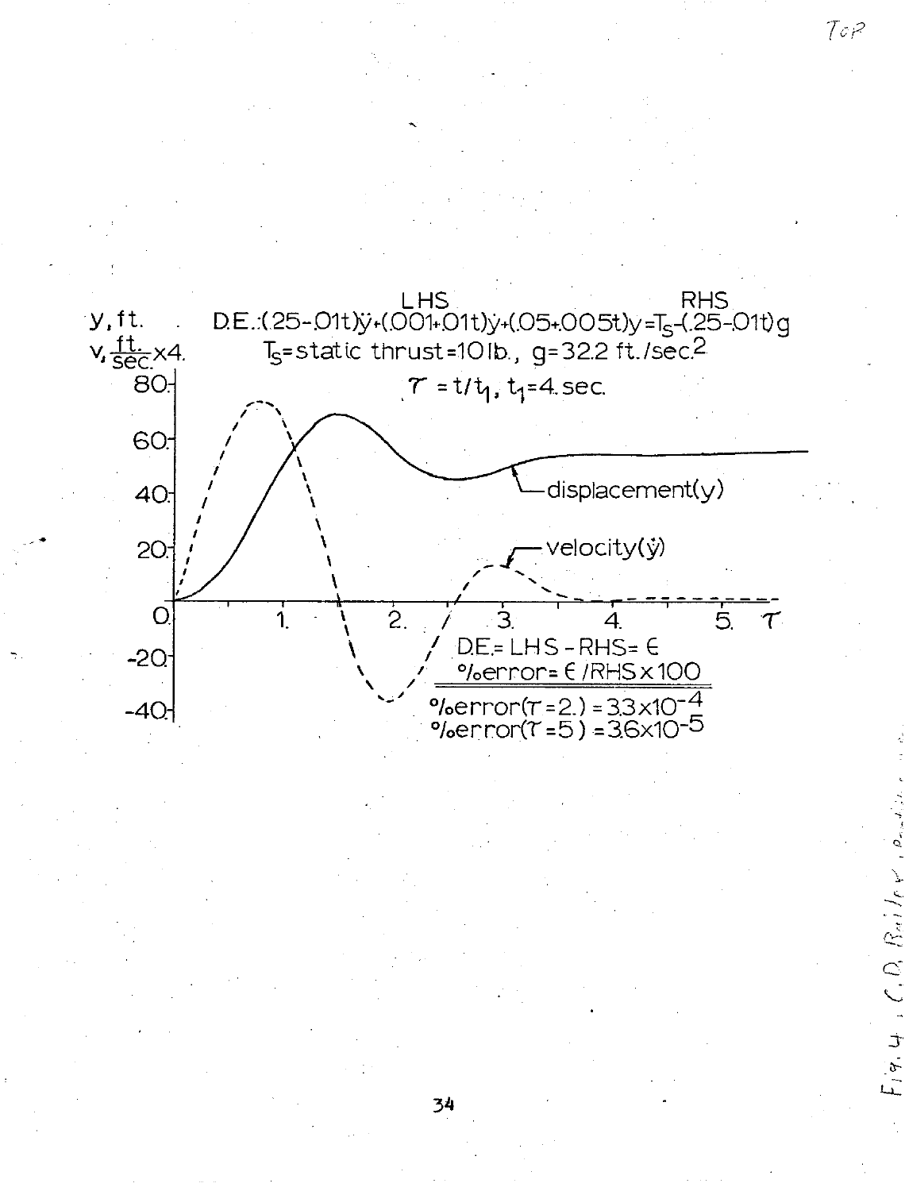TOP

LHS RHS

y, ft.

v, $\frac{ft.}{sec.}$ x4.

D.E.: $(.25-.01t)\ddot{y}+(.001+.01t)\dot{y}+(.05+.005t)y=T_S-(.25-.01t)g$

$T_S$ = static thrust = 10 lb., g = 32.2 ft./sec.$^2$

$\tau = t/t_1$, $t_1$ = 4. sec.

80

60

40

20

0

-20

-40

1. 2. 3. 4. 5. $\tau$

displacement(y)

velocity($\dot{y}$)

D.E. = LHS − RHS = $\epsilon$

%error = $\epsilon$ /RHS x 100

%error($\tau$ = 2.) = $3.3 \times 10^{-4}$

%error($\tau$ = 5) = $3.6 \times 10^{-5}$

Fig. 4, C. D. Bailey, ...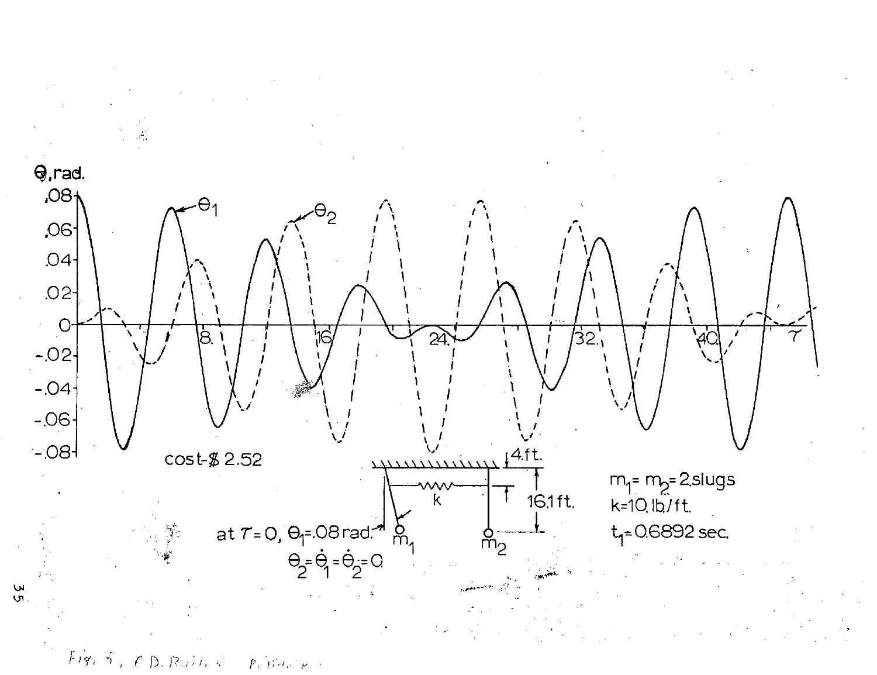$\Theta$, rad.

.08

.06

.04

.02

0

-.02

-.04

-.06

-.08

8.

16

24.

32.

40

$\tau$

$\Theta_1$

$\Theta_2$

cost-$ 2.52

4 ft.

16.1 ft.

k

at $\tau = 0$, $\Theta_1 = .08$ rad.

$\Theta_2 = \dot{\Theta}_1 = \dot{\Theta}_2 = 0$

$m_1$

$m_2$

$m_1 = m_2 = 2$ slugs

$k = 10.$ lb/ft.

$t_1 = 0.6892$ sec.

Fig. 5, C.D. Reiln... Pendulum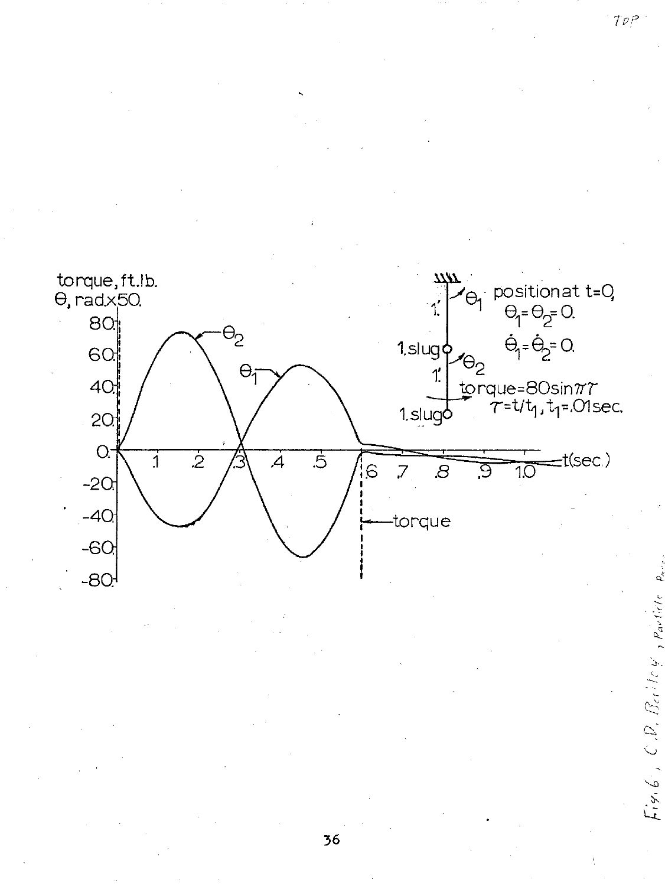torque, ft.lb.

θ, rad.x50.

80

60

40

20

0

-20

-40

-60

-80

.1 .2 .3 .4 .5 .6 .7 .8 .9 1.0

t(sec.)

$\theta_2$

$\theta_1$

torque

1'

$\theta_1$

position at t=0,

$\theta_1 = \theta_2 = 0.$

$\dot{\theta}_1 = \dot{\theta}_2 = 0.$

1. slug

$\theta_2$

1'

torque=80sin$\pi\tau$

$\tau = t/t_1$, $t_1$=.01sec.

1. slug

Fig. 6, C.D. Bailey, Particle Paper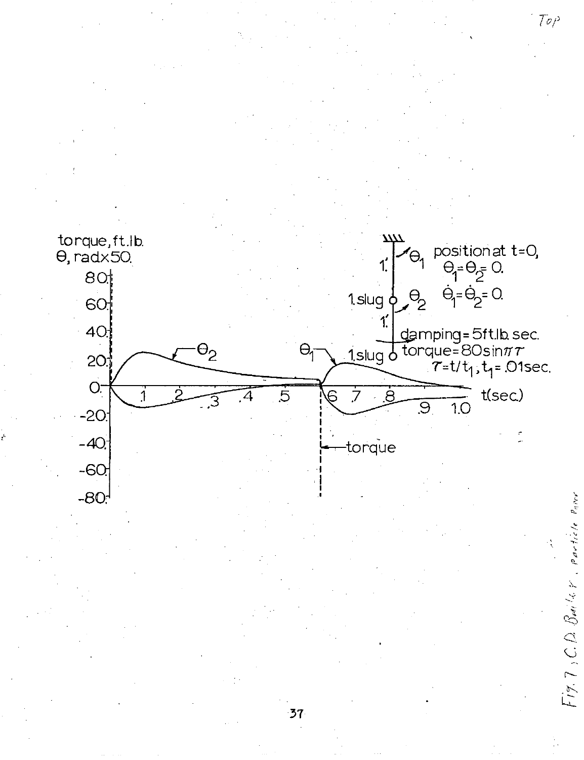Top

torque, ft.lb.

θ, rad x 50.

80

60

40

20

0

-20

-40

-60

-80

$\theta_2$

$\theta_1$

.1 .2 .3 .4 .5 .6 .7 .8 .9 1.0 t(sec.)

torque

1'

$\theta_1$

1. slug

$\theta_2$

1'

1. slug

position at t=0,

$\theta_1 = \theta_2 = 0.$

$\dot{\theta}_1 = \dot{\theta}_2 = 0.$

damping = 5 ft.lb. sec.

torque = $80 \sin \pi \tau$

$\tau = t/t_1$, $t_1 = .01$sec.

Fig. 7; C.D. Bailey, Particle Paper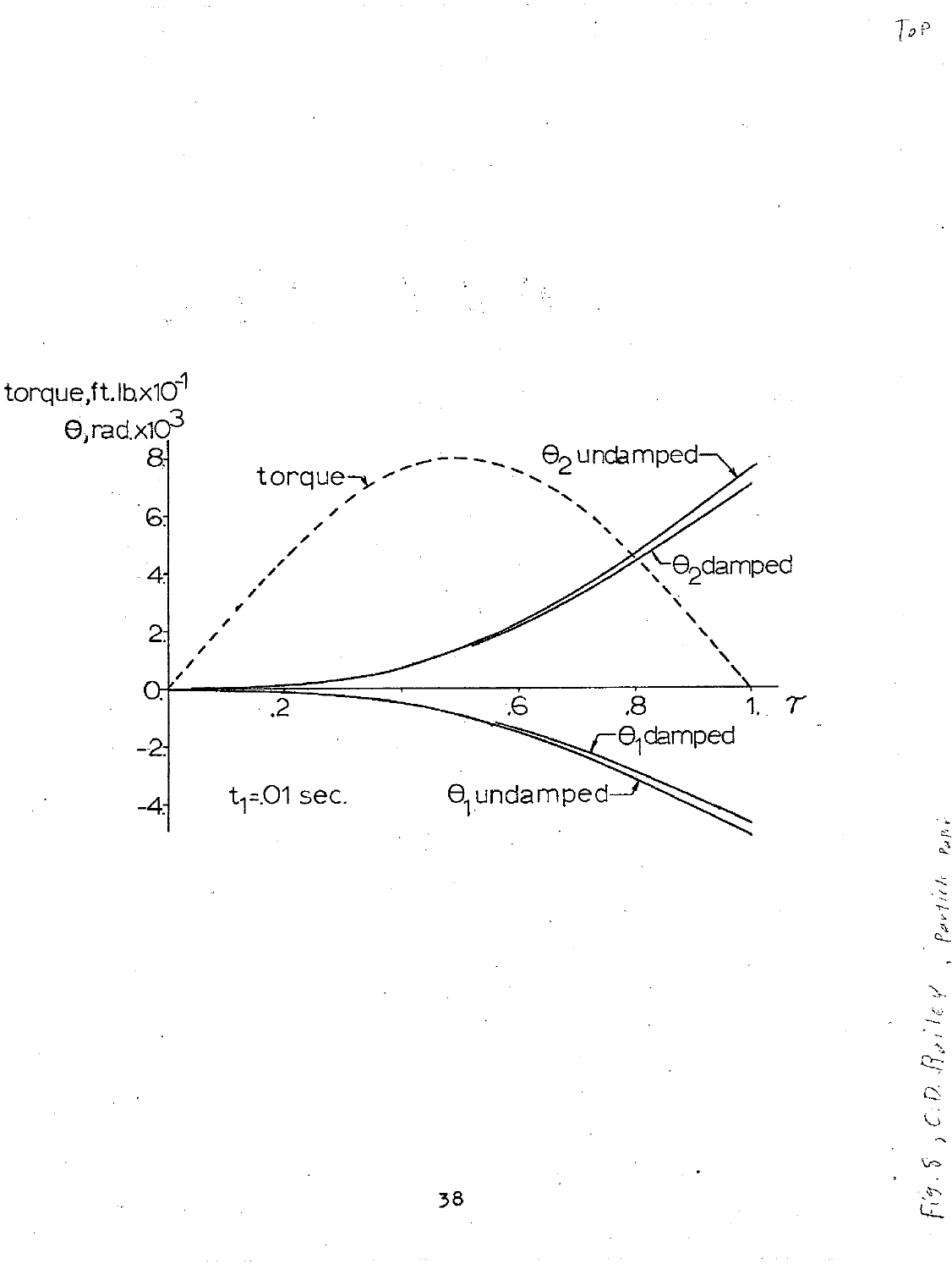Top

torque, ft. lb. $\times 10^{-1}$

$\theta$, rad. $\times 10^{3}$

8

6

4

2

0

-2

-4

.2

.6

.8

1.

$\tau$

torque

$\theta_2$ undamped

$\theta_2$ damped

$\theta_1$ damped

$\theta_1$ undamped

$t_1 = .01$ sec.

Fig. 5, C.D. Bailey, Particle Paper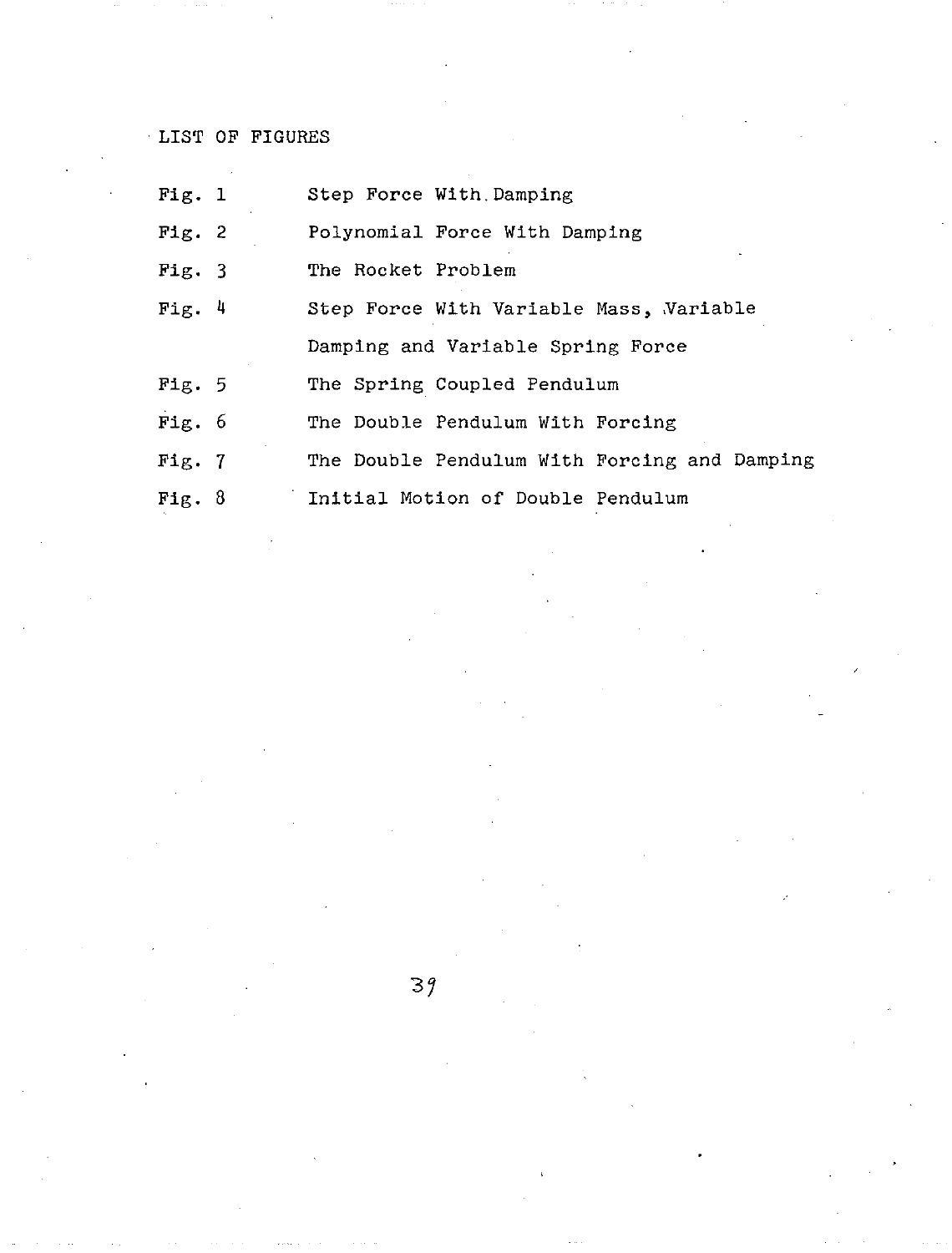## LIST OF FIGURES

| | |
|---|---|
| Fig. 1 | Step Force With Damping |
| Fig. 2 | Polynomial Force With Damping |
| Fig. 3 | The Rocket Problem |
| Fig. 4 | Step Force With Variable Mass, Variable Damping and Variable Spring Force |
| Fig. 5 | The Spring Coupled Pendulum |
| Fig. 6 | The Double Pendulum With Forcing |
| Fig. 7 | The Double Pendulum With Forcing and Damping |
| Fig. 8 | Initial Motion of Double Pendulum |